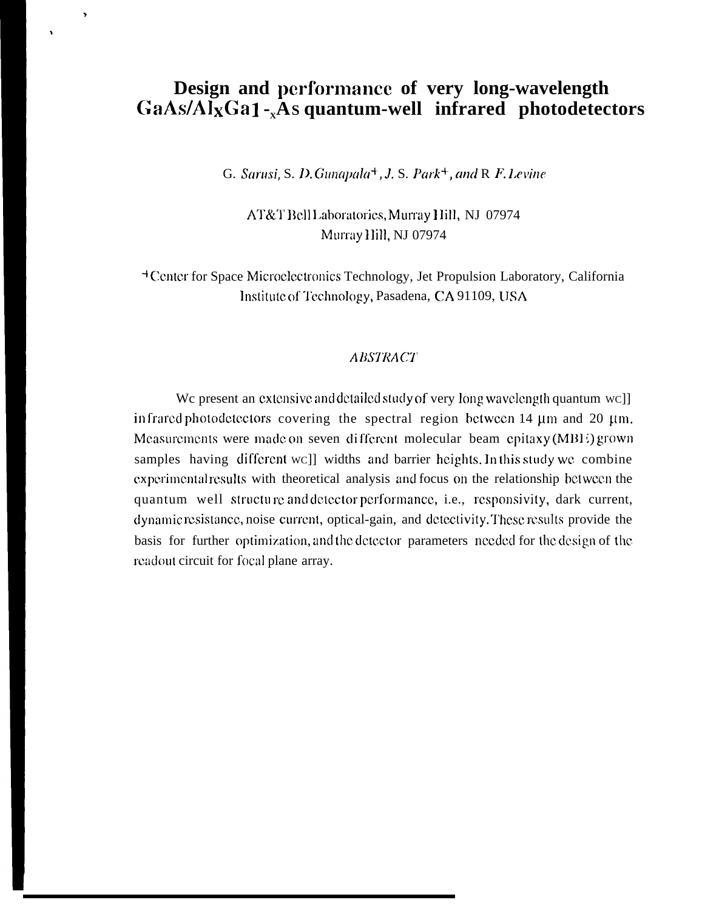# Design and performance of very long-wavelength $GaAs/Al_xGa_{1-x}As$ quantum-well infrared photodetectors

G. *Sarusi*, S. *D. Gunapala*+, *J.* S. *Park*+, *and* R *F. Levine*

AT&T Bell Laboratories, Murray Hill, NJ 07974
Murray Hill, NJ 07974

+Center for Space Microelectronics Technology, Jet Propulsion Laboratory, California Institute of Technology, Pasadena, CA 91109, USA

### *ABSTRACT*

We present an extensive and detailed study of very long wavelength quantum well infrared photodetectors covering the spectral region between 14 μm and 20 μm. Measurements were made on seven different molecular beam epitaxy (MBE) grown samples having different well widths and barrier heights. In this study we combine experimental results with theoretical analysis and focus on the relationship between the quantum well structure and detector performance, i.e., responsivity, dark current, dynamic resistance, noise current, optical-gain, and detectivity. These results provide the basis for further optimization, and the detector parameters needed for the design of the readout circuit for focal plane array.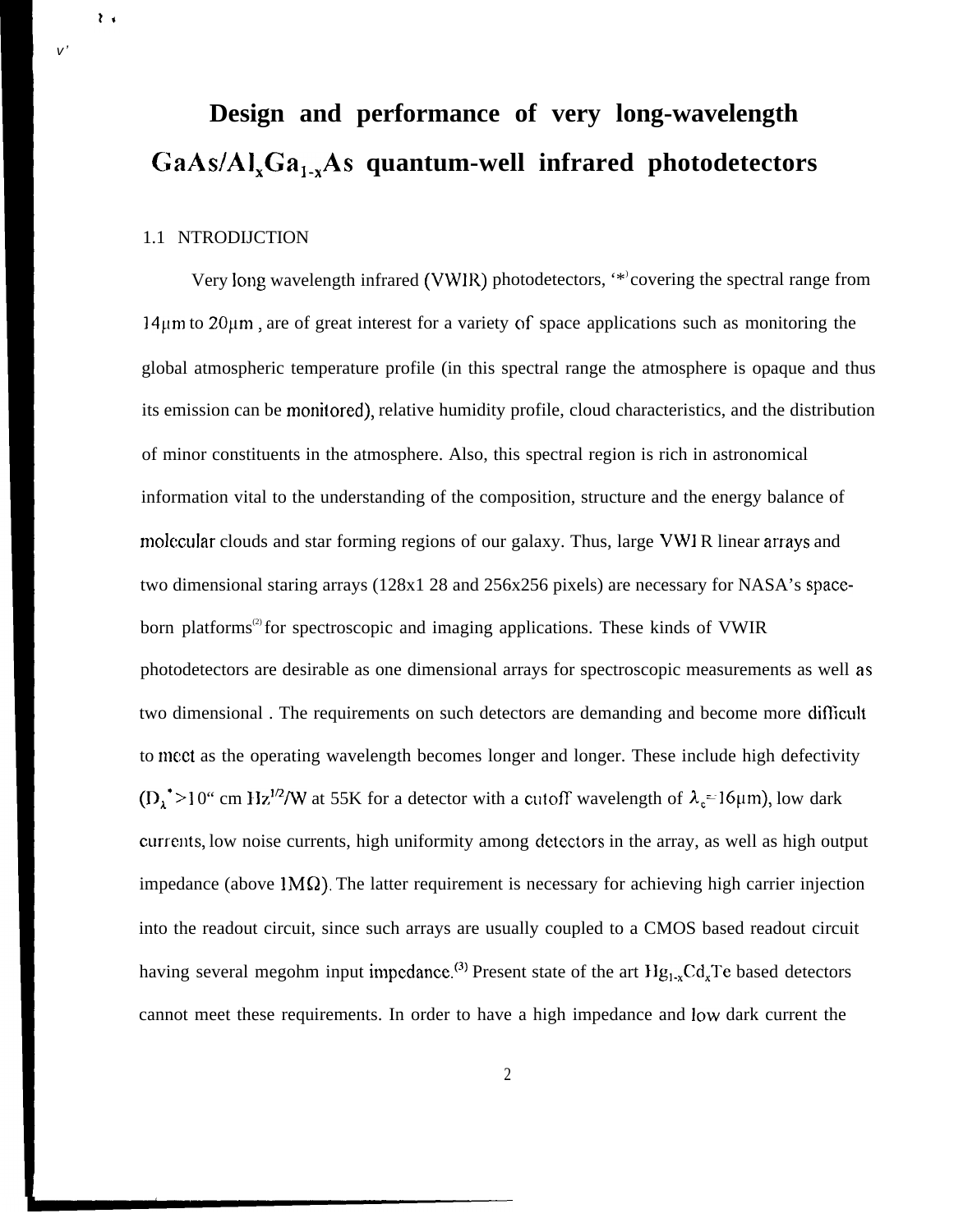# Design and performance of very long-wavelength $GaAs/Al_xGa_{1-x}As$ quantum-well infrared photodetectors

1.1 NTRODIJCTION

Very long wavelength infrared (VWIR) photodetectors, '*' covering the spectral range from 14μm to 20μm, are of great interest for a variety of space applications such as monitoring the global atmospheric temperature profile (in this spectral range the atmosphere is opaque and thus its emission can be monitored), relative humidity profile, cloud characteristics, and the distribution of minor constituents in the atmosphere. Also, this spectral region is rich in astronomical information vital to the understanding of the composition, structure and the energy balance of molecular clouds and star forming regions of our galaxy. Thus, large VWI R linear arrays and two dimensional staring arrays (128x1 28 and 256x256 pixels) are necessary for NASA's space-born platforms[2] for spectroscopic and imaging applications. These kinds of VWIR photodetectors are desirable as one dimensional arrays for spectroscopic measurements as well as two dimensional . The requirements on such detectors are demanding and become more difficult to meet as the operating wavelength becomes longer and longer. These include high defectivity ($D_\lambda^* > 10$" cm $Hz^{1/2}/W$ at 55K for a detector with a cutoff wavelength of $\lambda_c = 16\mu m$), low dark currents, low noise currents, high uniformity among detectors in the array, as well as high output impedance (above $1M\Omega$). The latter requirement is necessary for achieving high carrier injection into the readout circuit, since such arrays are usually coupled to a CMOS based readout circuit having several megohm input impedance.[3] Present state of the art $Hg_{1-x}Cd_xTe$ based detectors cannot meet these requirements. In order to have a high impedance and low dark current the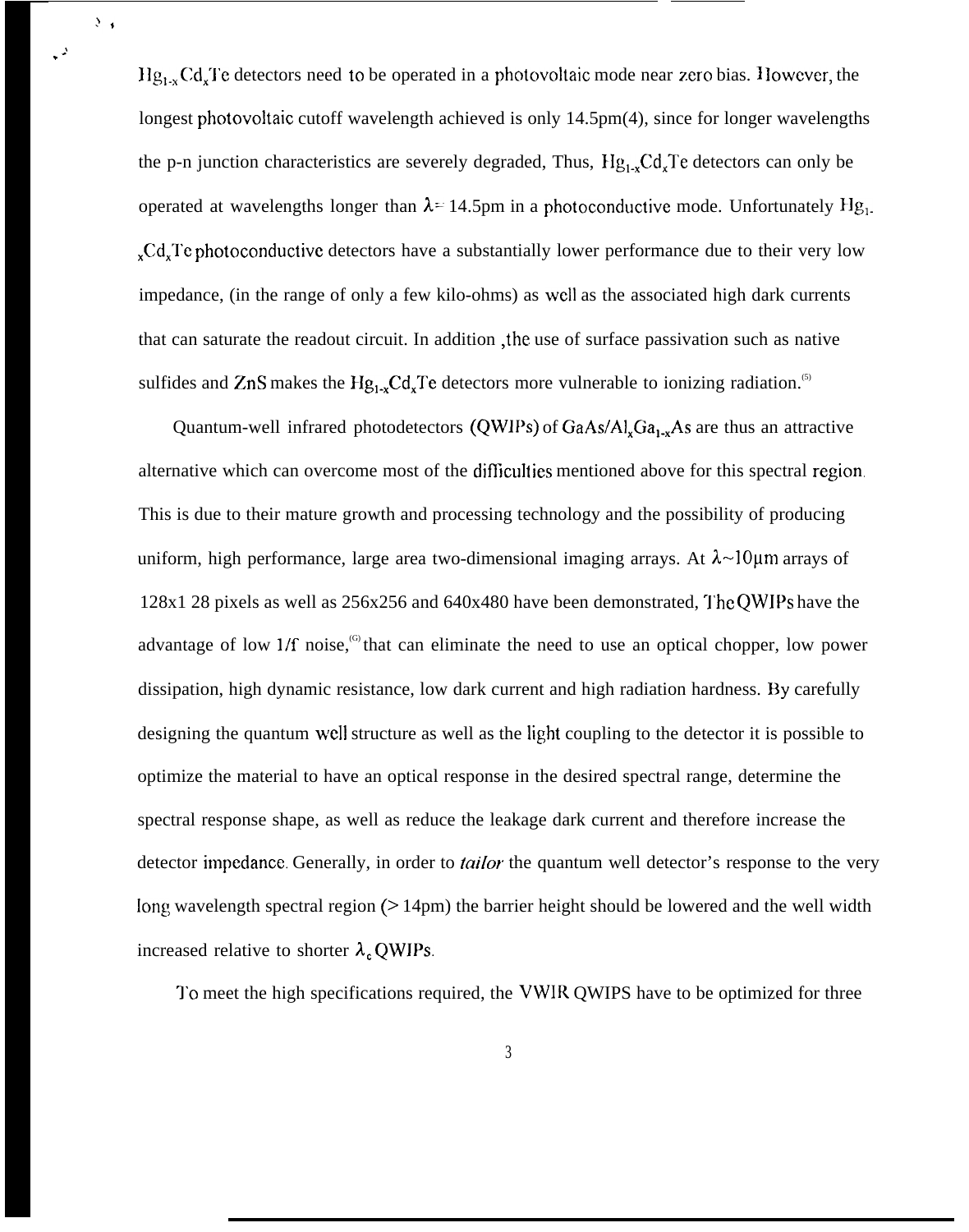$Hg_{1-x}Cd_xTe$ detectors need to be operated in a photovoltaic mode near zero bias. However, the longest photovoltaic cutoff wavelength achieved is only 14.5pm(4), since for longer wavelengths the p-n junction characteristics are severely degraded, Thus, $Hg_{1-x}Cd_xTe$ detectors can only be operated at wavelengths longer than $\lambda = 14.5$pm in a photoconductive mode. Unfortunately $Hg_{1-x}Cd_xTe$ photoconductive detectors have a substantially lower performance due to their very low impedance, (in the range of only a few kilo-ohms) as well as the associated high dark currents that can saturate the readout circuit. In addition ,the use of surface passivation such as native sulfides and ZnS makes the $Hg_{1-x}Cd_xTe$ detectors more vulnerable to ionizing radiation.[5]

Quantum-well infrared photodetectors (QWIPs) of $GaAs/Al_xGa_{1-x}As$ are thus an attractive alternative which can overcome most of the difficulties mentioned above for this spectral region. This is due to their mature growth and processing technology and the possibility of producing uniform, high performance, large area two-dimensional imaging arrays. At $\lambda \sim 10\mu m$ arrays of 128x1 28 pixels as well as 256x256 and 640x480 have been demonstrated, The QWIPs have the advantage of low 1/f noise,[6] that can eliminate the need to use an optical chopper, low power dissipation, high dynamic resistance, low dark current and high radiation hardness. By carefully designing the quantum well structure as well as the light coupling to the detector it is possible to optimize the material to have an optical response in the desired spectral range, determine the spectral response shape, as well as reduce the leakage dark current and therefore increase the detector impedance. Generally, in order to *tailor* the quantum well detector's response to the very long wavelength spectral region (> 14pm) the barrier height should be lowered and the well width increased relative to shorter $\lambda_c$ QWIPs.

To meet the high specifications required, the VWIR QWIPS have to be optimized for three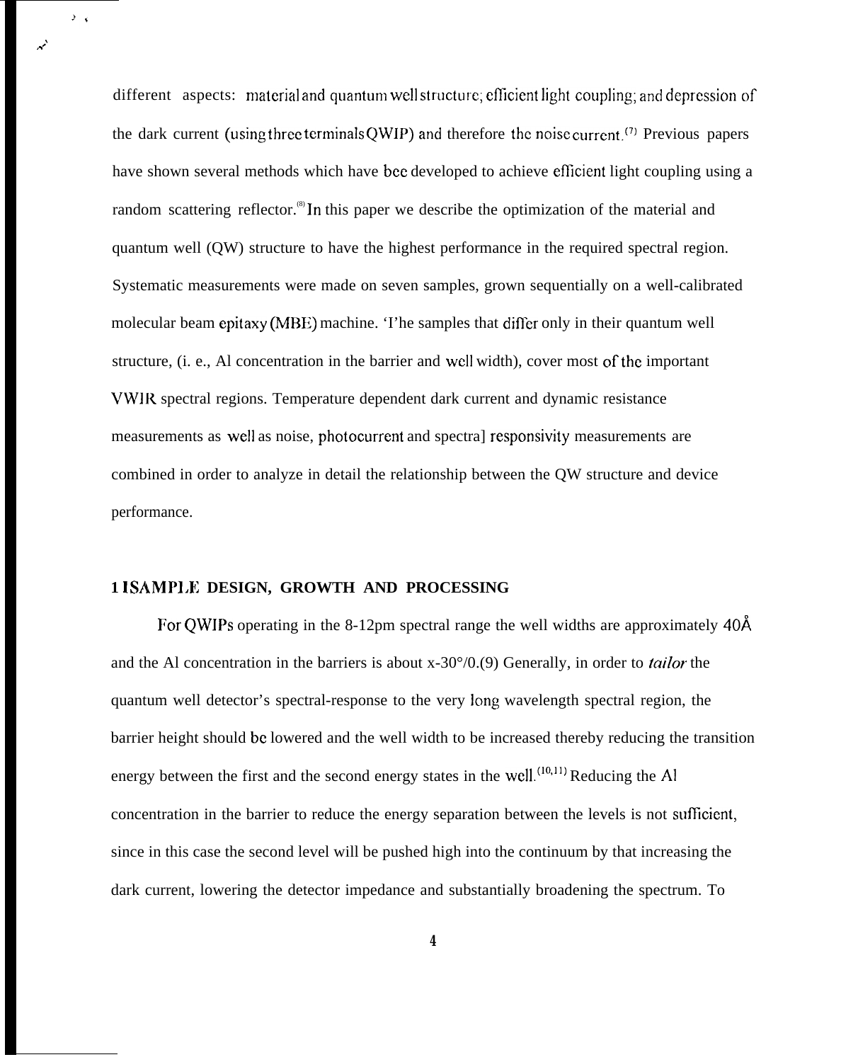different aspects: material and quantum well structure; efficient light coupling; and depression of the dark current (using three terminals QWIP) and therefore the noise current.[7] Previous papers have shown several methods which have bee developed to achieve efficient light coupling using a random scattering reflector.[8] In this paper we describe the optimization of the material and quantum well (QW) structure to have the highest performance in the required spectral region. Systematic measurements were made on seven samples, grown sequentially on a well-calibrated molecular beam epitaxy (MBE) machine. 'I'he samples that differ only in their quantum well structure, (i. e., Al concentration in the barrier and well width), cover most of the important VWIR spectral regions. Temperature dependent dark current and dynamic resistance measurements as well as noise, photocurrent and spectra] responsivity measurements are combined in order to analyze in detail the relationship between the QW structure and device performance.

## 1 ISAMPLE DESIGN, GROWTH AND PROCESSING

For QWIPs operating in the 8-12pm spectral range the well widths are approximately 40Å and the Al concentration in the barriers is about x-30°/0.(9) Generally, in order to *tailor* the quantum well detector's spectral-response to the very long wavelength spectral region, the barrier height should be lowered and the well width to be increased thereby reducing the transition energy between the first and the second energy states in the well.[10,11] Reducing the Al concentration in the barrier to reduce the energy separation between the levels is not sufficient, since in this case the second level will be pushed high into the continuum by that increasing the dark current, lowering the detector impedance and substantially broadening the spectrum. To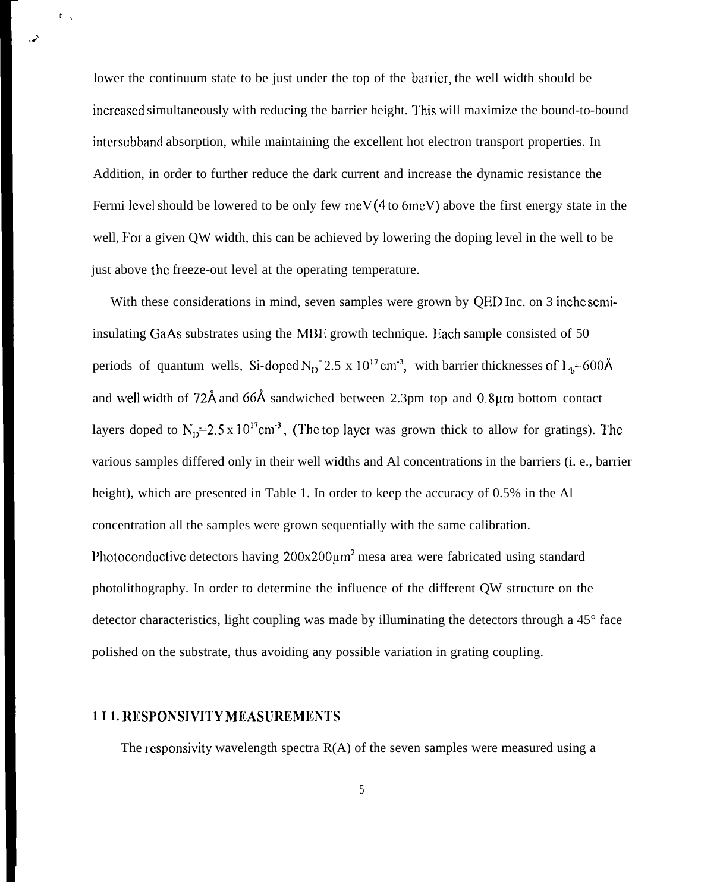lower the continuum state to be just under the top of the barrier, the well width should be increased simultaneously with reducing the barrier height. This will maximize the bound-to-bound intersubband absorption, while maintaining the excellent hot electron transport properties. In Addition, in order to further reduce the dark current and increase the dynamic resistance the Fermi level should be lowered to be only few meV (4 to 6meV) above the first energy state in the well, For a given QW width, this can be achieved by lowering the doping level in the well to be just above the freeze-out level at the operating temperature.

With these considerations in mind, seven samples were grown by QED Inc. on 3 inche semi-insulating GaAs substrates using the MBE growth technique. Each sample consisted of 50 periods of quantum wells, Si-doped $N_D = 2.5 \times 10^{17}$ cm$^{-3}$, with barrier thicknesses of $L_b = 600$Å and well width of 72Å and 66Å sandwiched between 2.3pm top and 0.8μm bottom contact layers doped to $N_D = 2.5 \times 10^{17}$cm$^{-3}$, (The top layer was grown thick to allow for gratings). The various samples differed only in their well widths and Al concentrations in the barriers (i. e., barrier height), which are presented in Table 1. In order to keep the accuracy of 0.5% in the Al concentration all the samples were grown sequentially with the same calibration.

Photoconductive detectors having 200x200μm$^2$ mesa area were fabricated using standard photolithography. In order to determine the influence of the different QW structure on the detector characteristics, light coupling was made by illuminating the detectors through a 45° face polished on the substrate, thus avoiding any possible variation in grating coupling.

## I I 1. RESPONSIVITY MEASUREMENTS

The responsivity wavelength spectra R(A) of the seven samples were measured using a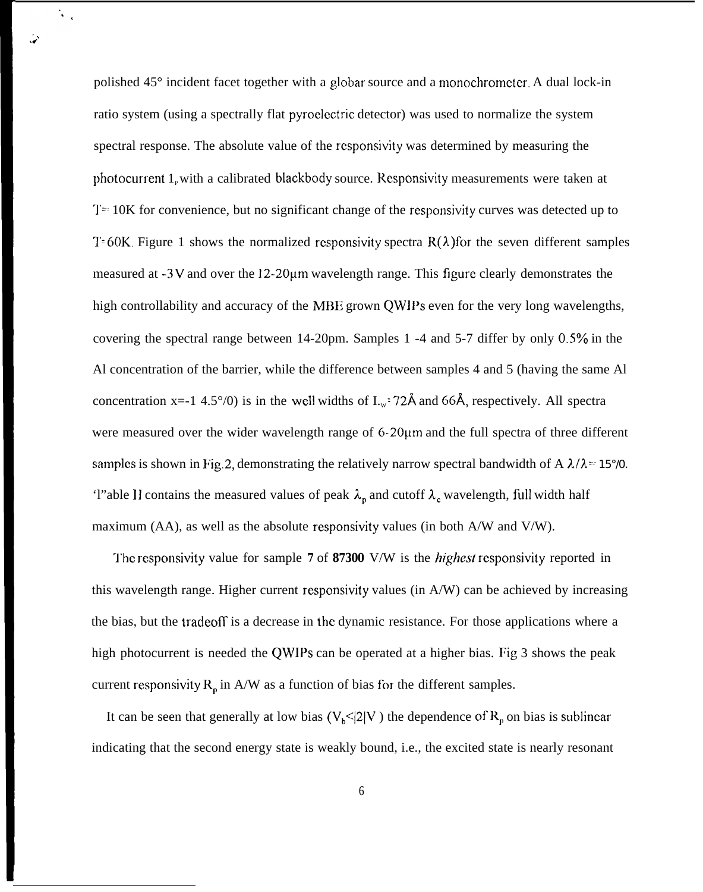polished 45° incident facet together with a globar source and a monochromcter. A dual lock-in ratio system (using a spectrally flat pyroelectric detector) was used to normalize the system spectral response. The absolute value of the responsivity was determined by measuring the photocurrent $I_p$ with a calibrated blackbody source. Responsivity measurements were taken at T= 10K for convenience, but no significant change of the responsivity curves was detected up to T=60K. Figure 1 shows the normalized responsivity spectra $R(\lambda)$for the seven different samples measured at -3V and over the 12-20μm wavelength range. This figure clearly demonstrates the high controllability and accuracy of the MBE grown QWIPs even for the very long wavelengths, covering the spectral range between 14-20pm. Samples 1 -4 and 5-7 differ by only 0.5% in the Al concentration of the barrier, while the difference between samples 4 and 5 (having the same Al concentration x=-1 4.5°/0) is in the well widths of $L_w$=72Å and 66Å, respectively. All spectra were measured over the wider wavelength range of 6-20μm and the full spectra of three different samples is shown in Fig.2, demonstrating the relatively narrow spectral bandwidth of $\Delta\lambda/\lambda$= 15°/0. 'l"able II contains the measured values of peak $\lambda_p$ and cutoff $\lambda_c$ wavelength, full width half maximum (AA), as well as the absolute responsivity values (in both A/W and V/W).

The responsivity value for sample **7** of **87300** V/W is the *highest* responsivity reported in this wavelength range. Higher current responsivity values (in A/W) can be achieved by increasing the bias, but the tradeoff is a decrease in the dynamic resistance. For those applications where a high photocurrent is needed the QWIPs can be operated at a higher bias. Fig 3 shows the peak current responsivity $R_p$ in A/W as a function of bias for the different samples.

It can be seen that generally at low bias ($V_b$<|2|V ) the dependence of $R_p$ on bias is sublinear indicating that the second energy state is weakly bound, i.e., the excited state is nearly resonant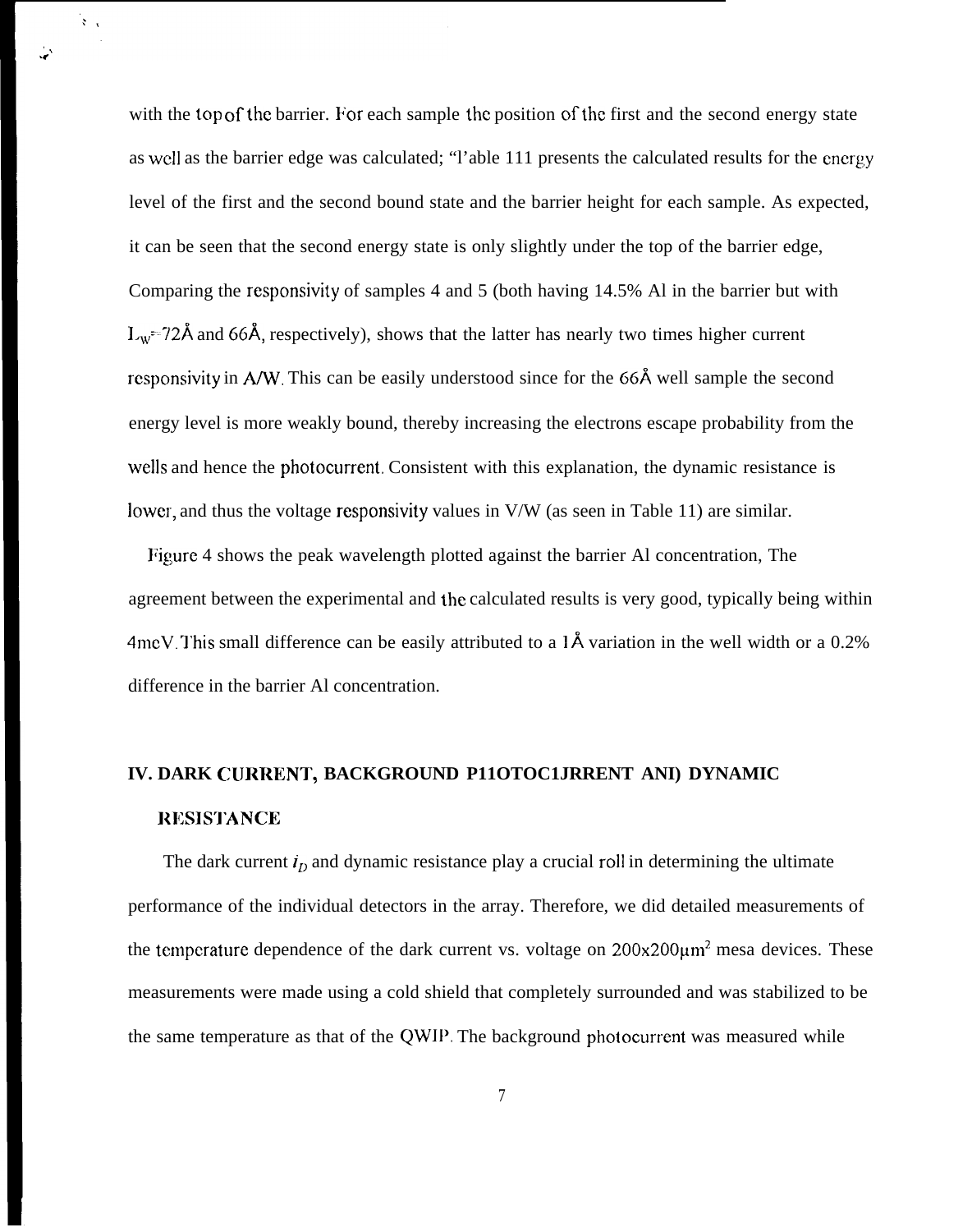with the top of the barrier. For each sample the position of the first and the second energy state as well as the barrier edge was calculated; "Table III presents the calculated results for the energy level of the first and the second bound state and the barrier height for each sample. As expected, it can be seen that the second energy state is only slightly under the top of the barrier edge, Comparing the responsivity of samples 4 and 5 (both having 14.5% Al in the barrier but with $L_W$=72Å and 66Å, respectively), shows that the latter has nearly two times higher current responsivity in A/W. This can be easily understood since for the 66Å well sample the second energy level is more weakly bound, thereby increasing the electrons escape probability from the wells and hence the photocurrent. Consistent with this explanation, the dynamic resistance is lower, and thus the voltage responsivity values in V/W (as seen in Table II) are similar.

Figure 4 shows the peak wavelength plotted against the barrier Al concentration, The agreement between the experimental and the calculated results is very good, typically being within 4meV. This small difference can be easily attributed to a 1Å variation in the well width or a 0.2% difference in the barrier Al concentration.

## IV. DARK CURRENT, BACKGROUND PHOTOCURRENT AND DYNAMIC RESISTANCE

The dark current $i_D$ and dynamic resistance play a crucial roll in determining the ultimate performance of the individual detectors in the array. Therefore, we did detailed measurements of the temperature dependence of the dark current vs. voltage on 200x200μm$^2$ mesa devices. These measurements were made using a cold shield that completely surrounded and was stabilized to be the same temperature as that of the QWIP. The background photocurrent was measured while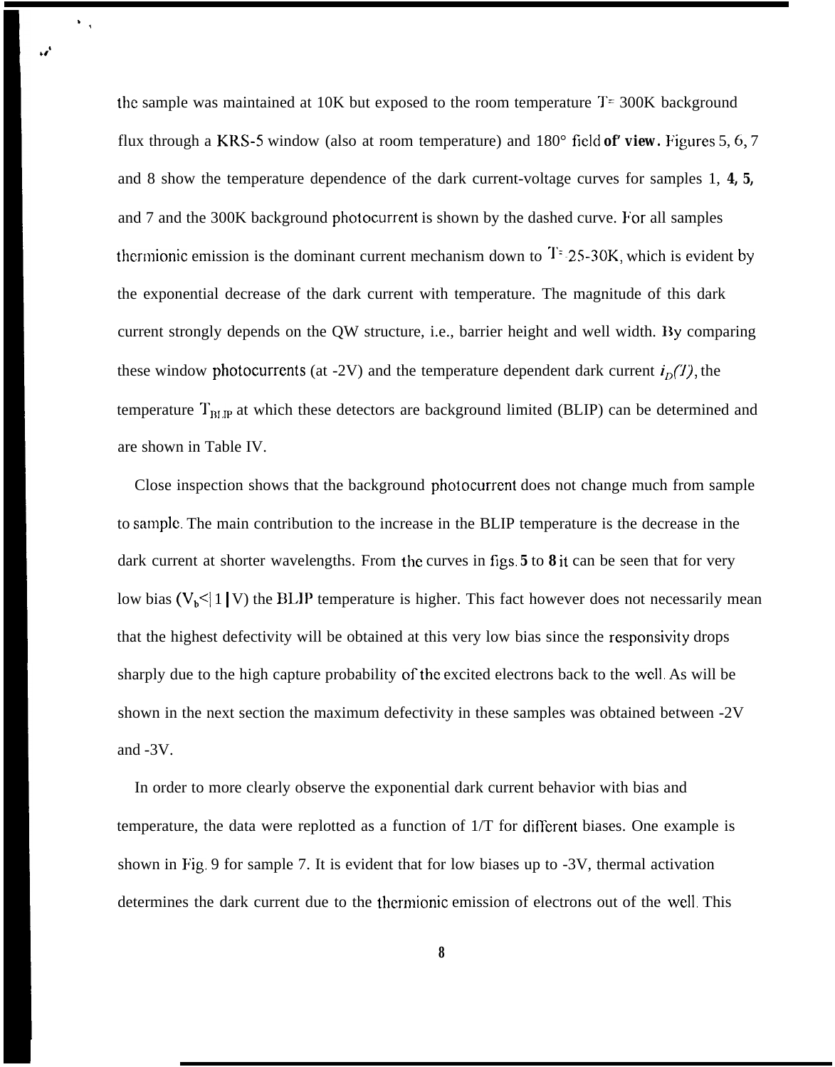the sample was maintained at 10K but exposed to the room temperature T= 300K background flux through a KRS-5 window (also at room temperature) and 180° field of view. Figures 5, 6, 7 and 8 show the temperature dependence of the dark current-voltage curves for samples 1, **4, 5,** and 7 and the 300K background photocurrent is shown by the dashed curve. For all samples thermionic emission is the dominant current mechanism down to T= 25-30K, which is evident by the exponential decrease of the dark current with temperature. The magnitude of this dark current strongly depends on the QW structure, i.e., barrier height and well width. By comparing these window photocurrents (at -2V) and the temperature dependent dark current $i_D(T)$, the temperature $T_{BLIP}$ at which these detectors are background limited (BLIP) can be determined and are shown in Table IV.

Close inspection shows that the background photocurrent does not change much from sample to sample. The main contribution to the increase in the BLIP temperature is the decrease in the dark current at shorter wavelengths. From the curves in figs. **5** to **8** it can be seen that for very low bias ($V_b$<|1|V) the BLIP temperature is higher. This fact however does not necessarily mean that the highest defectivity will be obtained at this very low bias since the responsivity drops sharply due to the high capture probability of the excited electrons back to the well. As will be shown in the next section the maximum defectivity in these samples was obtained between -2V and -3V.

In order to more clearly observe the exponential dark current behavior with bias and temperature, the data were replotted as a function of 1/T for different biases. One example is shown in Fig. 9 for sample 7. It is evident that for low biases up to -3V, thermal activation determines the dark current due to the thermionic emission of electrons out of the well. This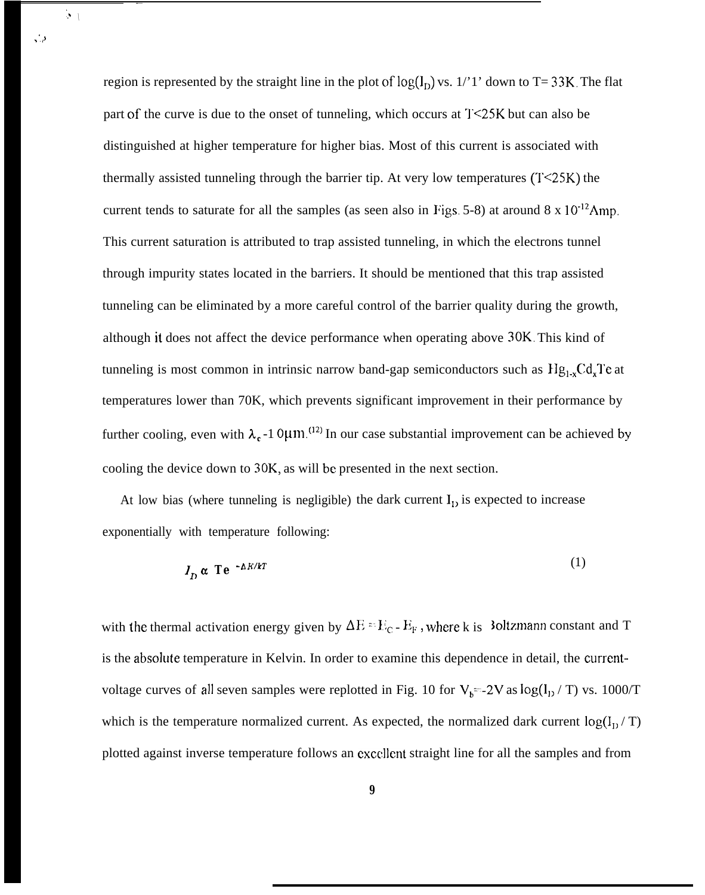region is represented by the straight line in the plot of $\log(I_D)$ vs. 1/'1' down to T= 33K. The flat part of the curve is due to the onset of tunneling, which occurs at T<25K but can also be distinguished at higher temperature for higher bias. Most of this current is associated with thermally assisted tunneling through the barrier tip. At very low temperatures (T<25K) the current tends to saturate for all the samples (as seen also in Figs. 5-8) at around 8 x $10^{-12}$ Amp. This current saturation is attributed to trap assisted tunneling, in which the electrons tunnel through impurity states located in the barriers. It should be mentioned that this trap assisted tunneling can be eliminated by a more careful control of the barrier quality during the growth, although it does not affect the device performance when operating above 30K. This kind of tunneling is most common in intrinsic narrow band-gap semiconductors such as $Hg_{1-x}Cd_xTe$ at temperatures lower than 70K, which prevents significant improvement in their performance by further cooling, even with $\lambda_c$ -1 0μm.[12] In our case substantial improvement can be achieved by cooling the device down to 30K, as will be presented in the next section.

At low bias (where tunneling is negligible) the dark current $I_D$ is expected to increase exponentially with temperature following:

$$I_D \propto T e^{-\Delta E/kT} \tag{1}$$

with the thermal activation energy given by $\Delta E = E_C - E_F$, where k is Boltzmann constant and T is the absolute temperature in Kelvin. In order to examine this dependence in detail, the current-voltage curves of all seven samples were replotted in Fig. 10 for $V_b$=-2V as $\log(I_D / T)$ vs. 1000/T which is the temperature normalized current. As expected, the normalized dark current $\log(I_D / T)$ plotted against inverse temperature follows an excellent straight line for all the samples and from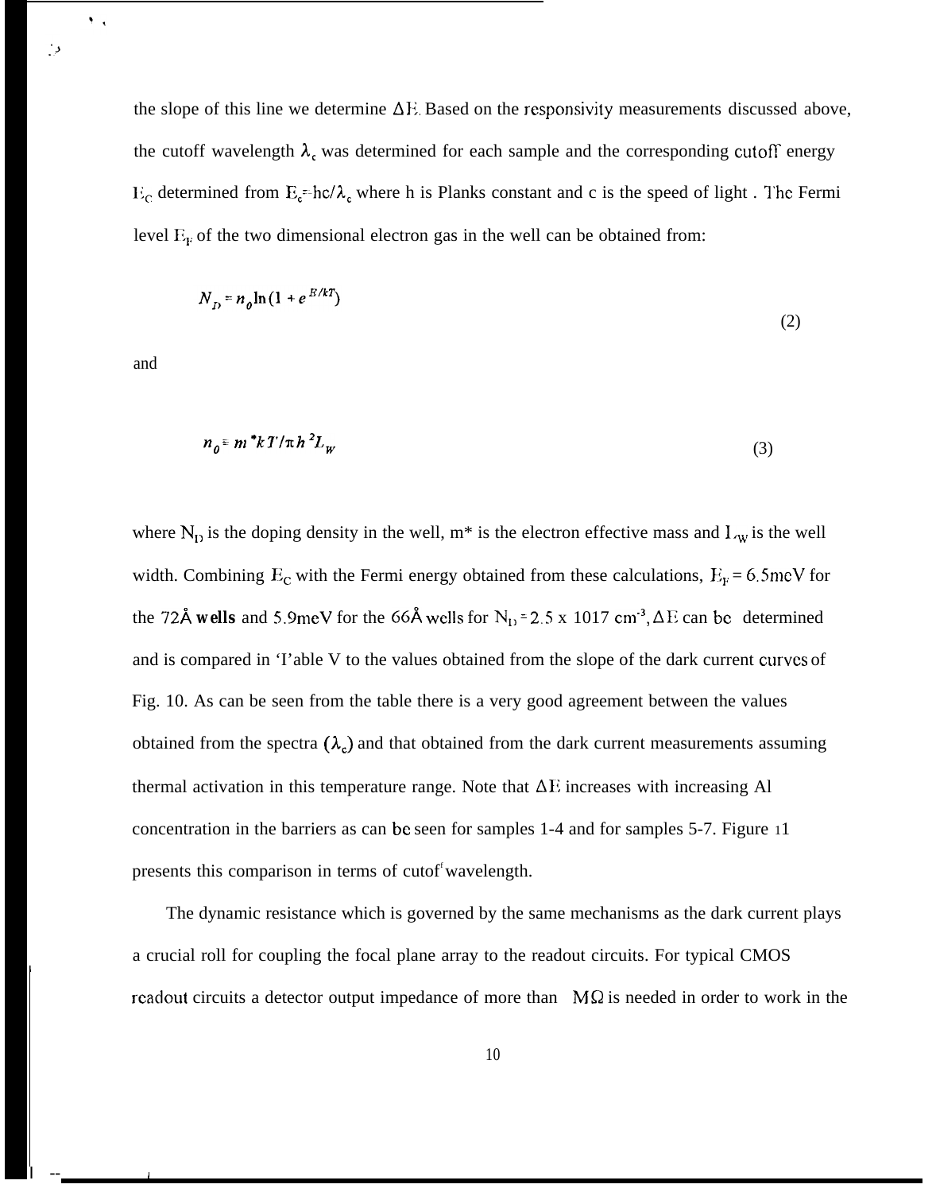the slope of this line we determine $\Delta E$. Based on the responsivity measurements discussed above, the cutoff wavelength $\lambda_c$ was determined for each sample and the corresponding cutoff energy $E_C$ determined from $E_c = hc/\lambda_c$ where h is Planks constant and c is the speed of light . The Fermi level $E_F$ of the two dimensional electron gas in the well can be obtained from:

$$N_D = n_0 \ln(1 + e^{E/kT}) \tag{2}$$

and

$$n_0 = m^* kT / \pi h^2 L_W \tag{3}$$

where $N_D$ is the doping density in the well, m* is the electron effective mass and $L_W$ is the well width. Combining $E_C$ with the Fermi energy obtained from these calculations, $E_F = 6.5$meV for the 72Å **wells** and 5.9meV for the 66Å wells for $N_D = 2.5 \times 1017$ cm$^{-3}$, $\Delta E$ can be determined and is compared in Table V to the values obtained from the slope of the dark current curves of Fig. 10. As can be seen from the table there is a very good agreement between the values obtained from the spectra ($\lambda_c$) and that obtained from the dark current measurements assuming thermal activation in this temperature range. Note that $\Delta E$ increases with increasing Al concentration in the barriers as can be seen for samples 1-4 and for samples 5-7. Figure 11 presents this comparison in terms of cutoff wavelength.

The dynamic resistance which is governed by the same mechanisms as the dark current plays a crucial roll for coupling the focal plane array to the readout circuits. For typical CMOS readout circuits a detector output impedance of more than MΩ is needed in order to work in the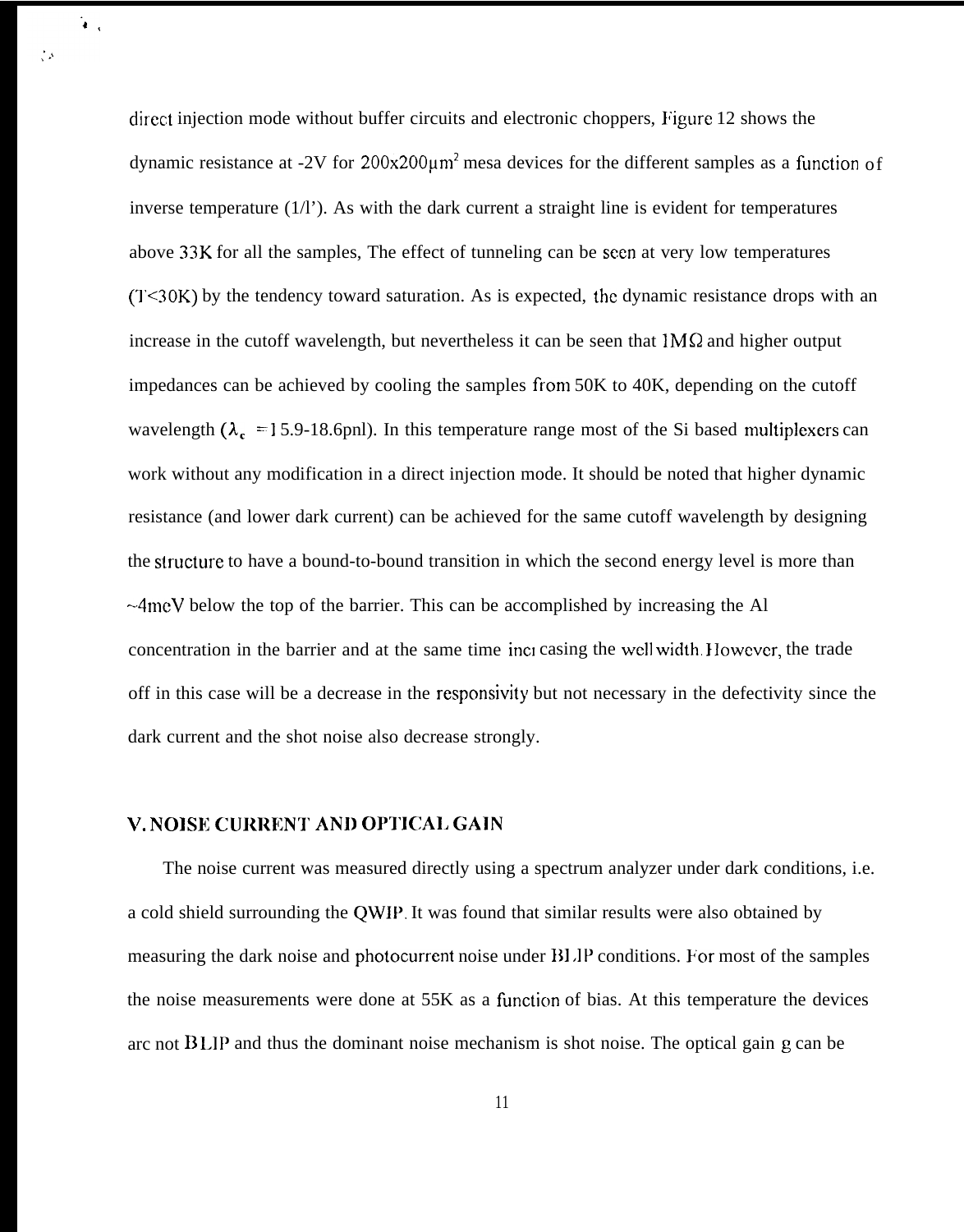direct injection mode without buffer circuits and electronic choppers, Figure 12 shows the dynamic resistance at -2V for 200x200μm$^2$ mesa devices for the different samples as a function of inverse temperature (1/T). As with the dark current a straight line is evident for temperatures above 33K for all the samples, The effect of tunneling can be seen at very low temperatures (T<30K) by the tendency toward saturation. As is expected, the dynamic resistance drops with an increase in the cutoff wavelength, but nevertheless it can be seen that 1MΩ and higher output impedances can be achieved by cooling the samples from 50K to 40K, depending on the cutoff wavelength ($\lambda_c$ =15.9-18.6μm). In this temperature range most of the Si based multiplexers can work without any modification in a direct injection mode. It should be noted that higher dynamic resistance (and lower dark current) can be achieved for the same cutoff wavelength by designing the structure to have a bound-to-bound transition in which the second energy level is more than ~4meV below the top of the barrier. This can be accomplished by increasing the Al concentration in the barrier and at the same time increasing the well width. However, the trade off in this case will be a decrease in the responsivity but not necessary in the defectivity since the dark current and the shot noise also decrease strongly.

## V. NOISE CURRENT AND OPTICAL GAIN

The noise current was measured directly using a spectrum analyzer under dark conditions, i.e. a cold shield surrounding the QWIP. It was found that similar results were also obtained by measuring the dark noise and photocurrent noise under BLIP conditions. For most of the samples the noise measurements were done at 55K as a function of bias. At this temperature the devices are not BLIP and thus the dominant noise mechanism is shot noise. The optical gain g can be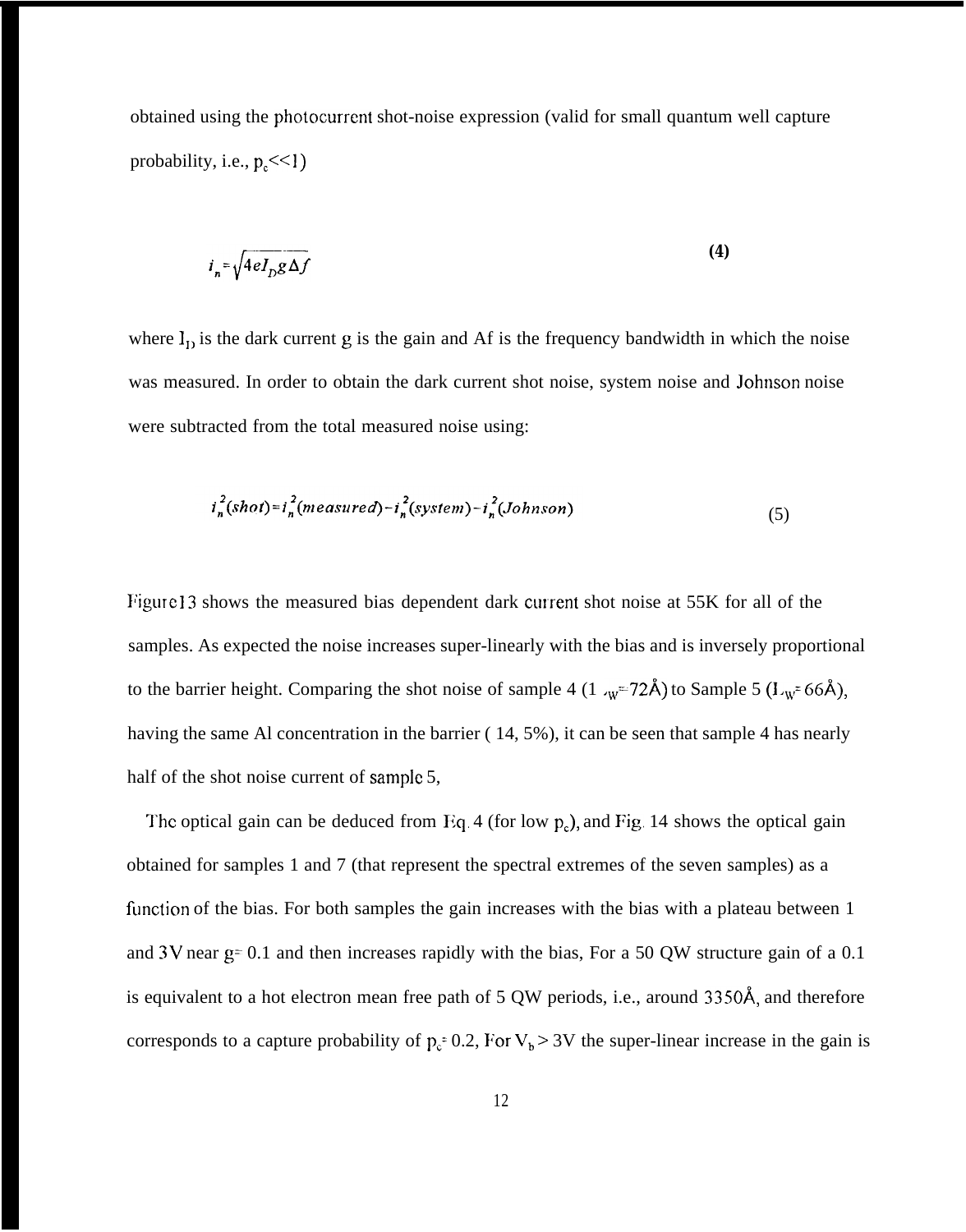obtained using the photocurrent shot-noise expression (valid for small quantum well capture probability, i.e., $p_c$<<1)

$$i_n = \sqrt{4eI_D g \Delta f} \qquad \textbf{(4)}$$

where $I_D$ is the dark current g is the gain and Af is the frequency bandwidth in which the noise was measured. In order to obtain the dark current shot noise, system noise and Johnson noise were subtracted from the total measured noise using:

$$i_n^2(shot) = i_n^2(measured) - i_n^2(system) - i_n^2(Johnson) \qquad (5)$$

Figure 13 shows the measured bias dependent dark current shot noise at 55K for all of the samples. As expected the noise increases super-linearly with the bias and is inversely proportional to the barrier height. Comparing the shot noise of sample 4 ($L_W$=72Å) to Sample 5 ($L_W$= 66Å), having the same Al concentration in the barrier ( 14, 5%), it can be seen that sample 4 has nearly half of the shot noise current of sample 5,

The optical gain can be deduced from Eq. 4 (for low $p_c$), and Fig. 14 shows the optical gain obtained for samples 1 and 7 (that represent the spectral extremes of the seven samples) as a function of the bias. For both samples the gain increases with the bias with a plateau between 1 and 3V near g= 0.1 and then increases rapidly with the bias, For a 50 QW structure gain of a 0.1 is equivalent to a hot electron mean free path of 5 QW periods, i.e., around 3350Å, and therefore corresponds to a capture probability of $p_c$= 0.2, For $V_b$ > 3V the super-linear increase in the gain is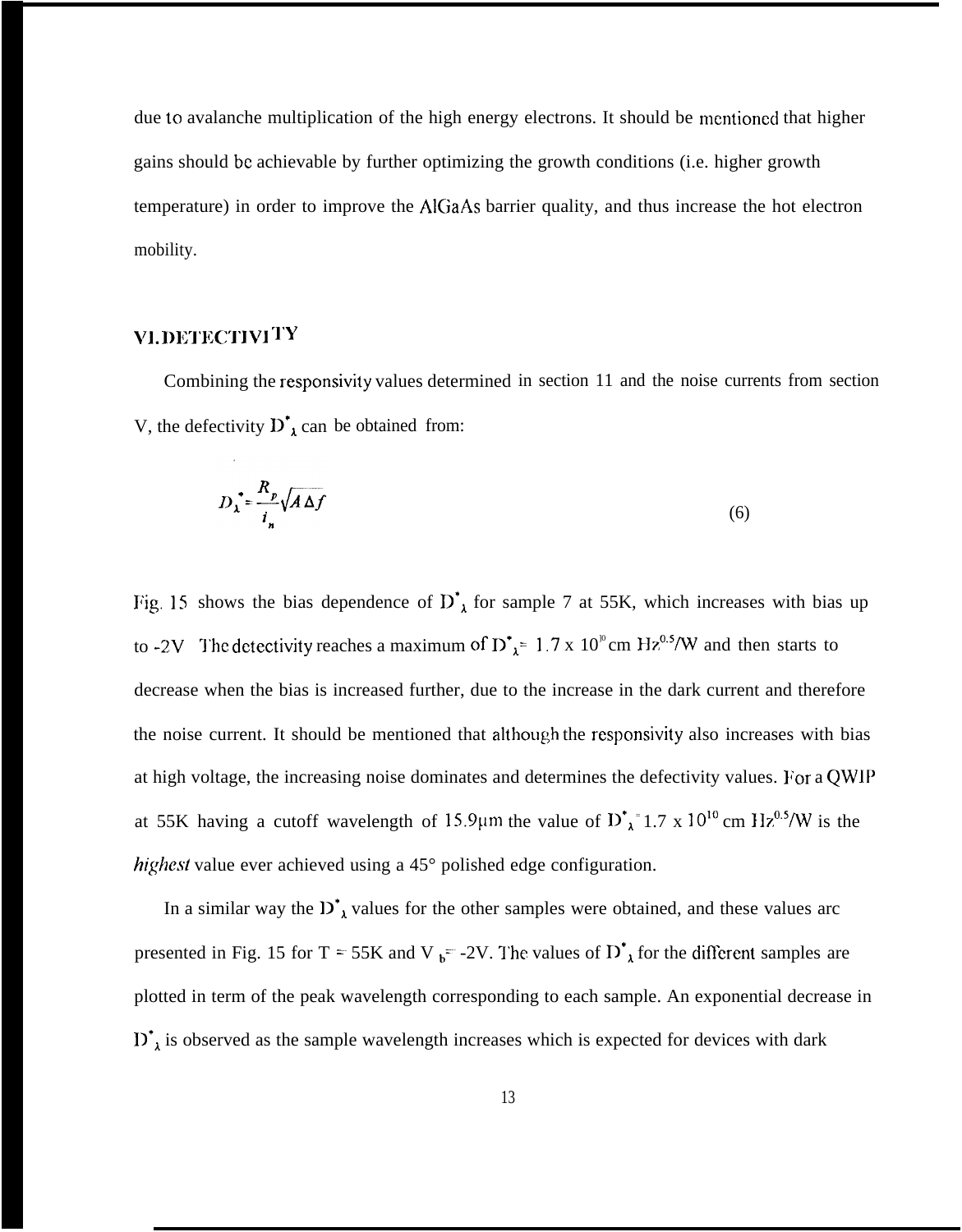due to avalanche multiplication of the high energy electrons. It should be mentioned that higher gains should be achievable by further optimizing the growth conditions (i.e. higher growth temperature) in order to improve the AlGaAs barrier quality, and thus increase the hot electron mobility.

## VI. DETECTIVITY

Combining the responsivity values determined in section 11 and the noise currents from section V, the defectivity $D^*_\lambda$ can be obtained from:

$$D_\lambda^* = \frac{R_p}{i_n}\sqrt{A\,\Delta f} \tag{6}$$

Fig. 15 shows the bias dependence of $D^*_\lambda$ for sample 7 at 55K, which increases with bias up to -2V The detectivity reaches a maximum of $D^*_\lambda = 1.7 \times 10^{10}$ cm $Hz^{0.5}$/W and then starts to decrease when the bias is increased further, due to the increase in the dark current and therefore the noise current. It should be mentioned that although the responsivity also increases with bias at high voltage, the increasing noise dominates and determines the defectivity values. For a QWIP at 55K having a cutoff wavelength of 15.9μm the value of $D^*_\lambda = 1.7 \times 10^{10}$ cm $Hz^{0.5}$/W is the *highest* value ever achieved using a 45° polished edge configuration.

In a similar way the $D^*_\lambda$ values for the other samples were obtained, and these values arc presented in Fig. 15 for T = 55K and $V_b = -2V$. The values of $D^*_\lambda$ for the different samples are plotted in term of the peak wavelength corresponding to each sample. An exponential decrease in $D^*_\lambda$ is observed as the sample wavelength increases which is expected for devices with dark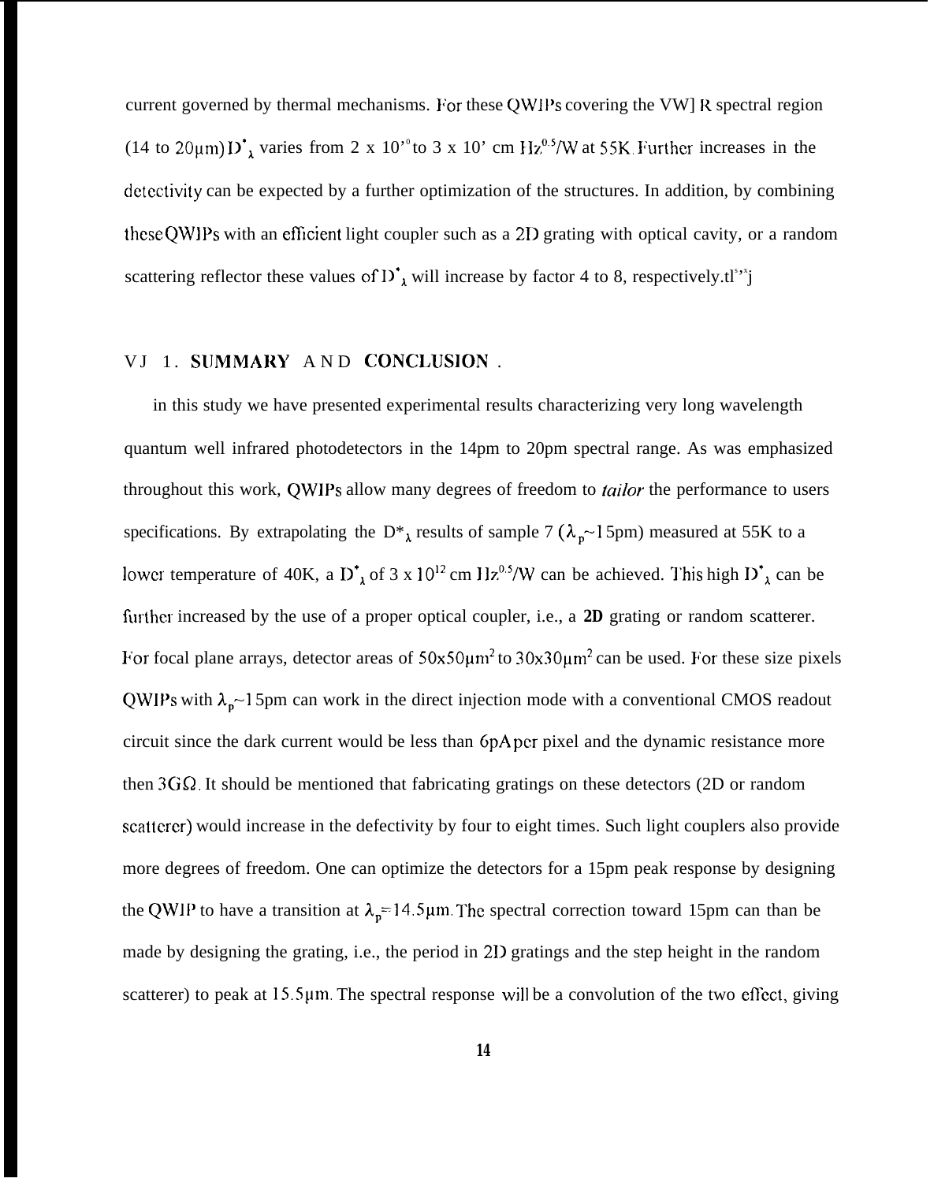current governed by thermal mechanisms. For these QWIPs covering the VWIR spectral region (14 to 20μm) $D^*_\lambda$ varies from 2 x $10^{10}$ to 3 x $10^{9}$ cm $Hz^{0.5}$/W at 55K. Further increases in the detectivity can be expected by a further optimization of the structures. In addition, by combining these QWIPs with an efficient light coupler such as a 2D grating with optical cavity, or a random scattering reflector these values of $D^*_\lambda$ will increase by factor 4 to 8, respectively.[5,8]

## VII. SUMMARY AND CONCLUSION.

in this study we have presented experimental results characterizing very long wavelength quantum well infrared photodetectors in the 14μm to 20μm spectral range. As was emphasized throughout this work, QWIPs allow many degrees of freedom to *tailor* the performance to users specifications. By extrapolating the $D^*_\lambda$ results of sample 7 ($\lambda_p$~15μm) measured at 55K to a lower temperature of 40K, a $D^*_\lambda$ of 3 x $10^{12}$ cm $Hz^{0.5}$/W can be achieved. This high $D^*_\lambda$ can be further increased by the use of a proper optical coupler, i.e., a **2D** grating or random scatterer. For focal plane arrays, detector areas of 50x50$\mu m^2$ to 30x30$\mu m^2$ can be used. For these size pixels QWIPs with $\lambda_p$~15μm can work in the direct injection mode with a conventional CMOS readout circuit since the dark current would be less than 6pA per pixel and the dynamic resistance more then 3GΩ. It should be mentioned that fabricating gratings on these detectors (2D or random scatterer) would increase in the defectivity by four to eight times. Such light couplers also provide more degrees of freedom. One can optimize the detectors for a 15μm peak response by designing the QWIP to have a transition at $\lambda_p$=14.5μm. The spectral correction toward 15μm can than be made by designing the grating, i.e., the period in 2D gratings and the step height in the random scatterer) to peak at 15.5μm. The spectral response will be a convolution of the two effect, giving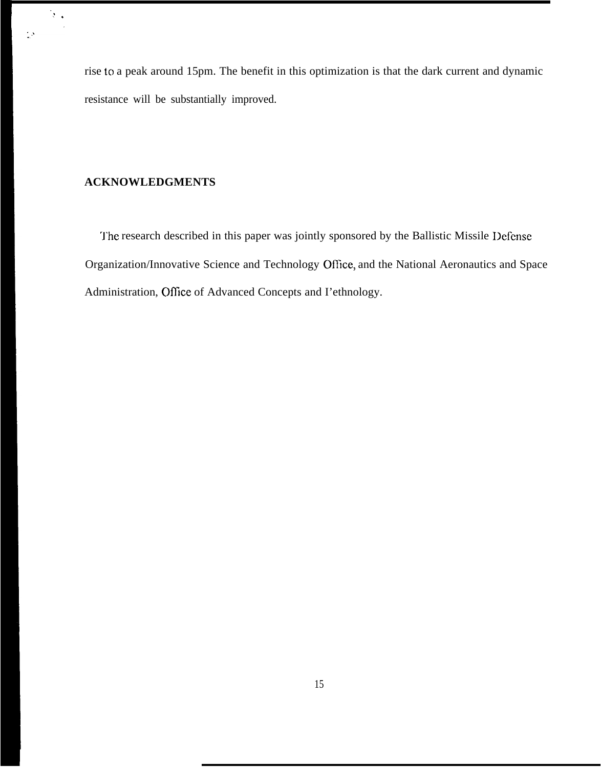rise to a peak around 15pm. The benefit in this optimization is that the dark current and dynamic resistance will be substantially improved.

## ACKNOWLEDGMENTS

The research described in this paper was jointly sponsored by the Ballistic Missile Defense Organization/Innovative Science and Technology Office, and the National Aeronautics and Space Administration, Office of Advanced Concepts and I'ethnology.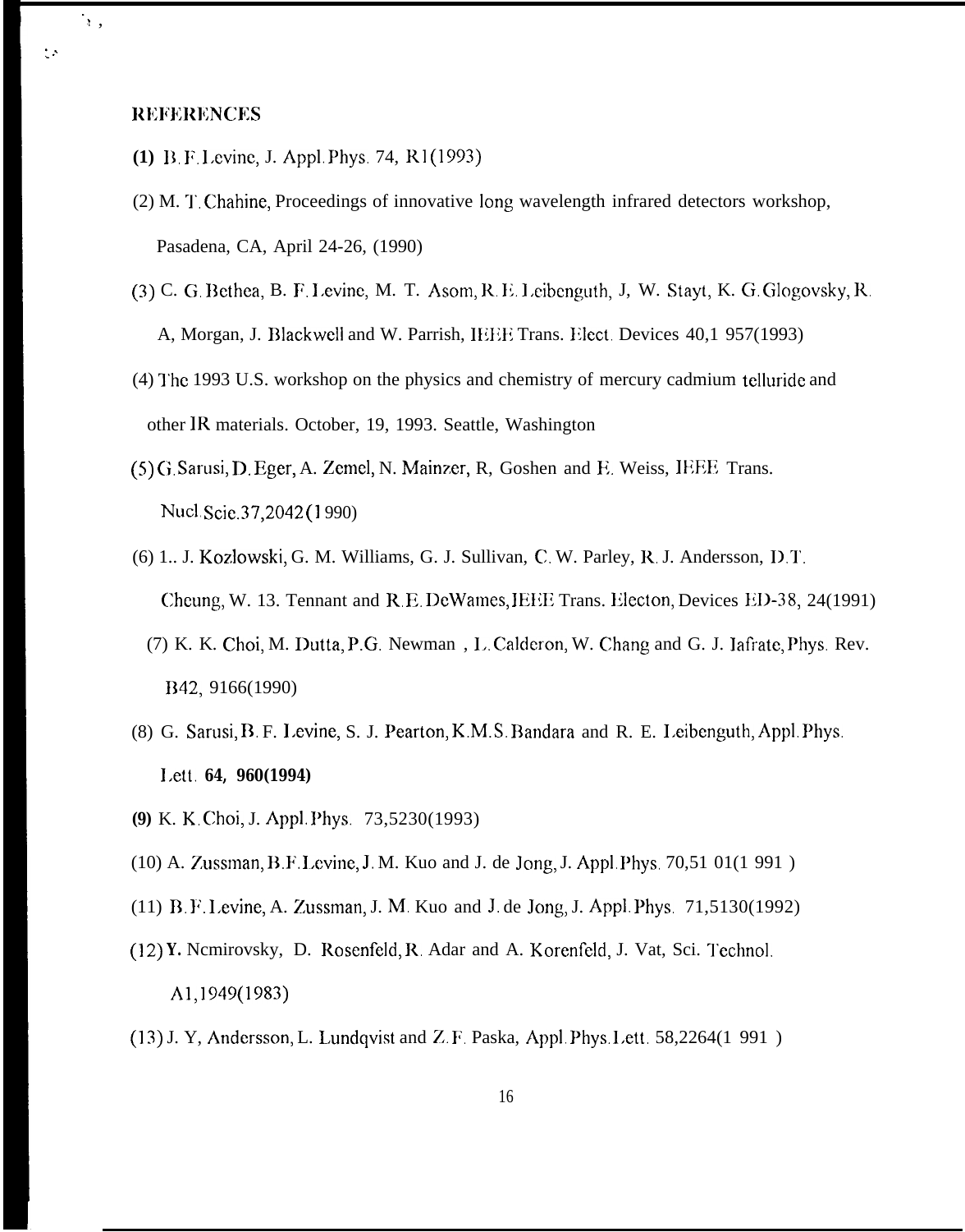## REFERENCES

(1) B. F. Levine, J. Appl. Phys. 74, R1(1993)

(2) M. T. Chahine, Proceedings of innovative long wavelength infrared detectors workshop, Pasadena, CA, April 24-26, (1990)

(3) C. G. Bethea, B. F. Levine, M. T. Asom, R. E. Leibenguth, J, W. Stayt, K. G. Glogovsky, R. A, Morgan, J. Blackwell and W. Parrish, IEEE Trans. Elect. Devices 40,1 957(1993)

(4) The 1993 U.S. workshop on the physics and chemistry of mercury cadmium telluride and other IR materials. October, 19, 1993. Seattle, Washington

(5) G. Sarusi, D. Eger, A. Zemel, N. Mainzer, R, Goshen and E. Weiss, IEEE Trans. Nucl. Scie. 37,2042(1 990)

(6) 1.. J. Kozlowski, G. M. Williams, G. J. Sullivan, C. W. Parley, R. J. Andersson, D.T. Cheung, W. 13. Tennant and R.E. DeWames, IEEE Trans. Electon, Devices ED-38, 24(1991)

(7) K. K. Choi, M. Dutta, P.G. Newman , L. Calderon, W. Chang and G. J. Iafrate, Phys. Rev. B42, 9166(1990)

(8) G. Sarusi, B. F. Levine, S. J. Pearton, K.M.S. Bandara and R. E. Leibenguth, Appl. Phys. Lett. **64, 960(1994)**

(9) K. K. Choi, J. Appl. Phys. 73,5230(1993)

(10) A. Zussman, B.F. Levine, J. M. Kuo and J. de Jong, J. Appl. Phys. 70,51 01(1 991 )

(11) B. F. Levine, A. Zussman, J. M. Kuo and J. de Jong, J. Appl. Phys. 71,5130(1992)

(12) Y. Ncmirovsky, D. Rosenfeld, R. Adar and A. Korenfeld, J. Vat, Sci. Technol. A1,1949(1983)

(13) J. Y, Andersson, L. Lundqvist and Z. F. Paska, Appl. Phys. Lett. 58,2264(1 991 )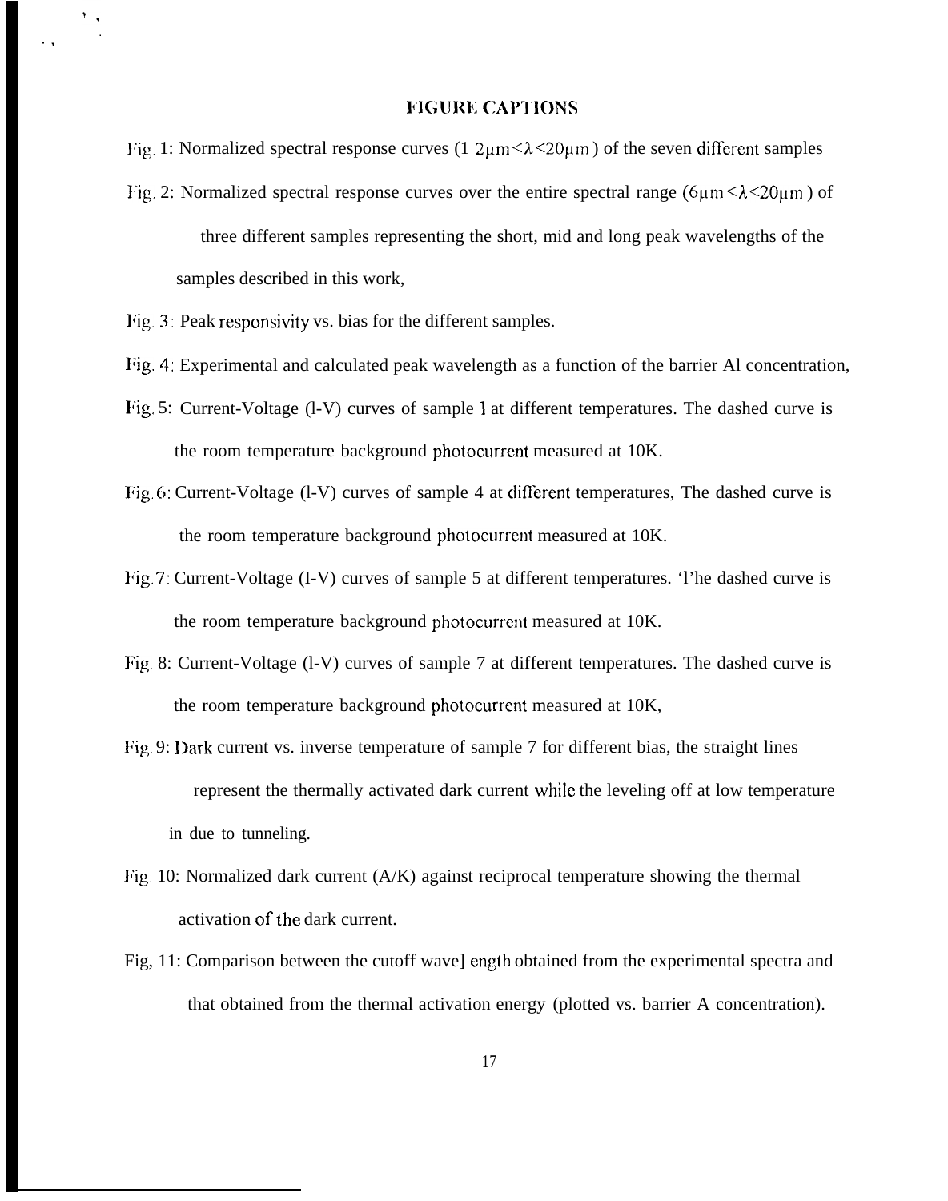# FIGURE CAPTIONS

Fig. 1: Normalized spectral response curves (1 $2\mu m<\lambda<20\mu m$) of the seven different samples

Fig. 2: Normalized spectral response curves over the entire spectral range ($6\mu m<\lambda<20\mu m$) of three different samples representing the short, mid and long peak wavelengths of the samples described in this work,

Fig. 3: Peak responsivity vs. bias for the different samples.

Fig. 4: Experimental and calculated peak wavelength as a function of the barrier Al concentration,

Fig. 5: Current-Voltage (I-V) curves of sample 1 at different temperatures. The dashed curve is the room temperature background photocurrent measured at 10K.

Fig. 6: Current-Voltage (I-V) curves of sample 4 at different temperatures, The dashed curve is the room temperature background photocurrent measured at 10K.

Fig. 7: Current-Voltage (I-V) curves of sample 5 at different temperatures. The dashed curve is the room temperature background photocurrent measured at 10K.

Fig. 8: Current-Voltage (I-V) curves of sample 7 at different temperatures. The dashed curve is the room temperature background photocurrent measured at 10K,

Fig. 9: Dark current vs. inverse temperature of sample 7 for different bias, the straight lines represent the thermally activated dark current while the leveling off at low temperature in due to tunneling.

Fig. 10: Normalized dark current (A/K) against reciprocal temperature showing the thermal activation of the dark current.

Fig, 11: Comparison between the cutoff wavelength obtained from the experimental spectra and that obtained from the thermal activation energy (plotted vs. barrier A concentration).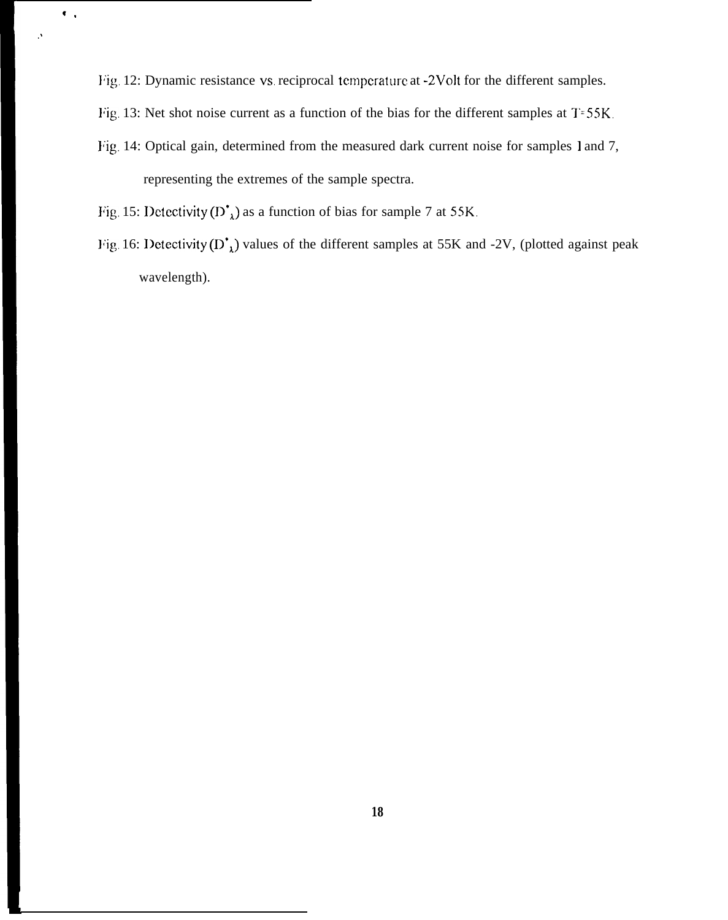Fig. 12: Dynamic resistance vs. reciprocal temperature at -2Volt for the different samples.

Fig. 13: Net shot noise current as a function of the bias for the different samples at T=55K.

Fig. 14: Optical gain, determined from the measured dark current noise for samples 1 and 7, representing the extremes of the sample spectra.

Fig. 15: Detectivity ($D^*_\lambda$) as a function of bias for sample 7 at 55K.

Fig. 16: Detectivity ($D^*_\lambda$) values of the different samples at 55K and -2V, (plotted against peak wavelength).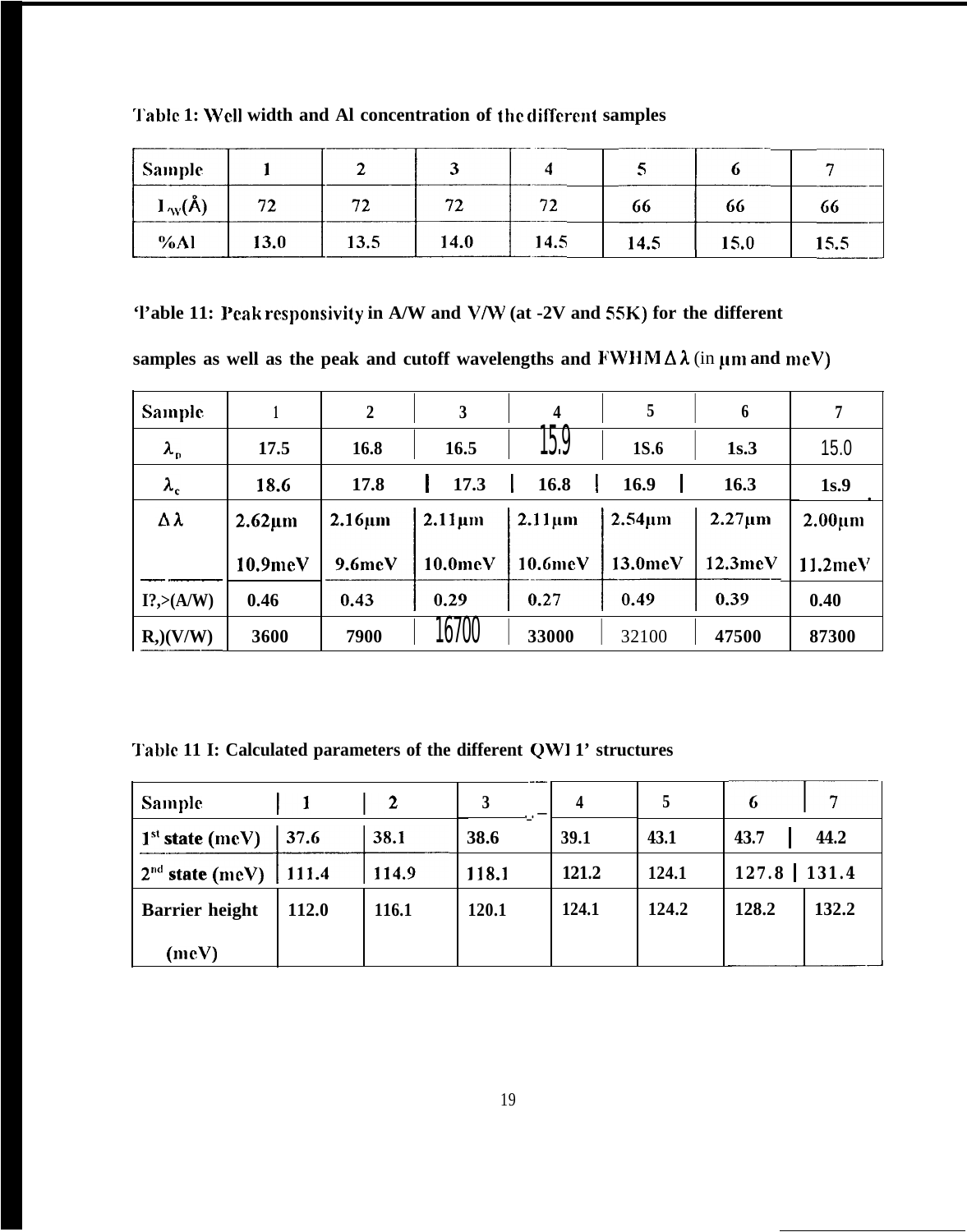Table 1: Well width and Al concentration of the different samples

| Sample | 1 | 2 | 3 | 4 | 5 | 6 | 7 |
|---|---|---|---|---|---|---|---|
| $L_W$(Å) | 72 | 72 | 72 | 72 | 66 | 66 | 66 |
| %Al | 13.0 | 13.5 | 14.0 | 14.5 | 14.5 | 15.0 | 15.5 |

**Table II: Peak responsivity in A/W and V/W (at -2V and 55K) for the different samples as well as the peak and cutoff wavelengths and FWHM $\Delta\lambda$ (in μm and meV)**

| Sample | 1 | 2 | 3 | 4 | 5 | 6 | 7 |
|---|---|---|---|---|---|---|---|
| $\lambda_p$ | 17.5 | 16.8 | 16.5 | 15.9 | 15.6 | 15.3 | 15.0 |
| $\lambda_c$ | 18.6 | 17.8 | 17.3 | 16.8 | 16.9 | 16.3 | 15.9 |
| $\Delta\lambda$ | 2.62μm<br>10.9meV | 2.16μm<br>9.6meV | 2.11μm<br>10.0meV | 2.11μm<br>10.6meV | 2.54μm<br>13.0meV | 2.27μm<br>12.3meV | 2.00μm<br>11.2meV |
| $R_p$(A/W) | 0.46 | 0.43 | 0.29 | 0.27 | 0.49 | 0.39 | 0.40 |
| $R_p$(V/W) | 3600 | 7900 | 16700 | 33000 | 32100 | 47500 | 87300 |

Table III: Calculated parameters of the different QWIP structures

| Sample | 1 | 2 | 3 | 4 | 5 | 6 | 7 |
|---|---|---|---|---|---|---|---|
| 1[st] state (meV) | 37.6 | 38.1 | 38.6 | 39.1 | 43.1 | 43.7 | 44.2 |
| 2[nd] state (meV) | 111.4 | 114.9 | 118.1 | 121.2 | 124.1 | 127.8 | 131.4 |
| Barrier height (meV) | 112.0 | 116.1 | 120.1 | 124.1 | 124.2 | 128.2 | 132.2 |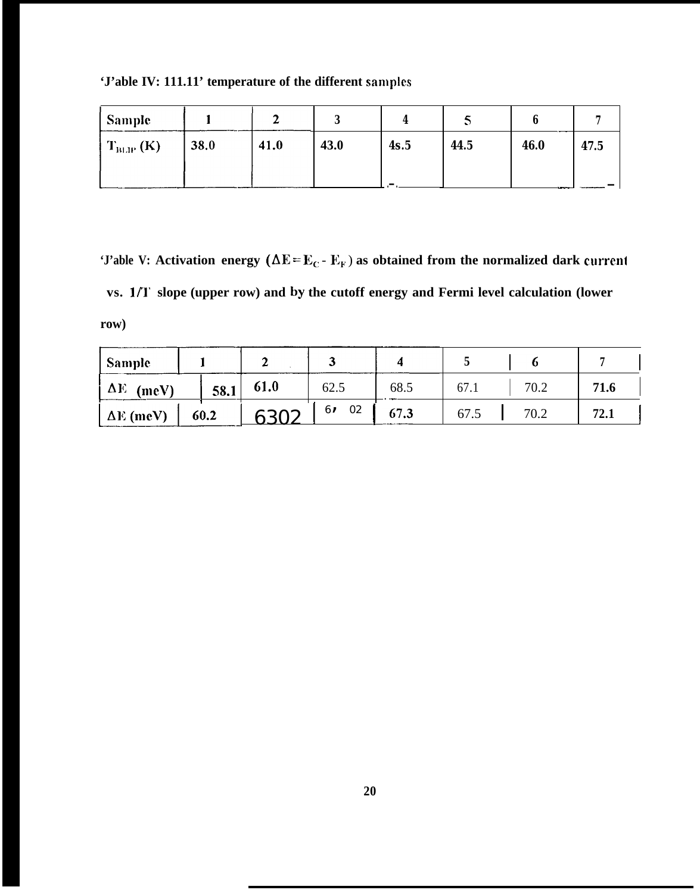'J'able IV: 111.11' temperature of the different samples

| Sample | 1 | 2 | 3 | 4 | 5 | 6 | 7 |
|---|---|---|---|---|---|---|---|
| $T_{BLIP}$ (K) | 38.0 | 41.0 | 43.0 | 4s.5 | 44.5 | 46.0 | 47.5 |

'J'able V: Activation energy ($\Delta E = E_C - E_F$) as obtained from the normalized dark current vs. $1/T$ slope (upper row) and by the cutoff energy and Fermi level calculation (lower row)

| Sample | 1 | 2 | 3 | 4 | 5 | 6 | 7 |
|---|---|---|---|---|---|---|---|
| $\Delta E$ (meV) | 58.1 | 61.0 | 62.5 | 68.5 | 67.1 | 70.2 | 71.6 |
| $\Delta E$ (meV) | 60.2 | 6302 | 6, 02 | 67.3 | 67.5 | 70.2 | 72.1 |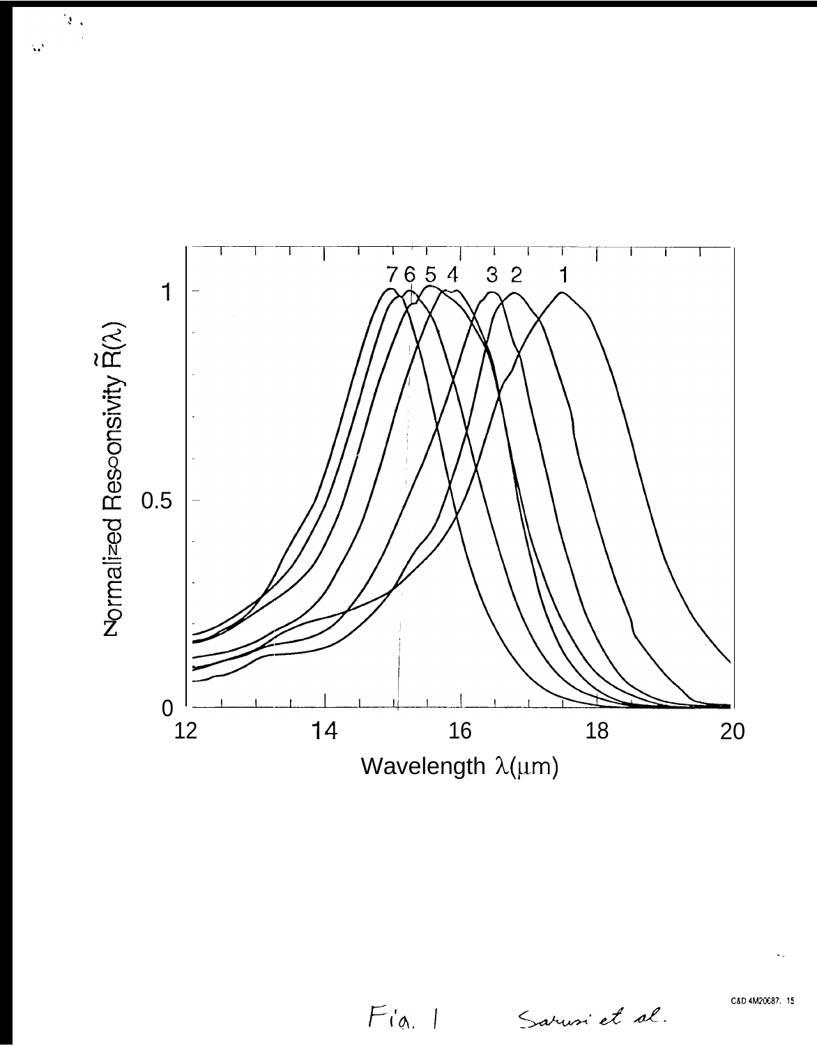7 6 5 4 3 2 1

Normalized Resoonsivity $\tilde{R}(\lambda)$

1

0.5

0

12

14

16

18

20

Wavelength $\lambda(\mu m)$

Fig. 1 Sarusi et al.

C&D 4M20687. 15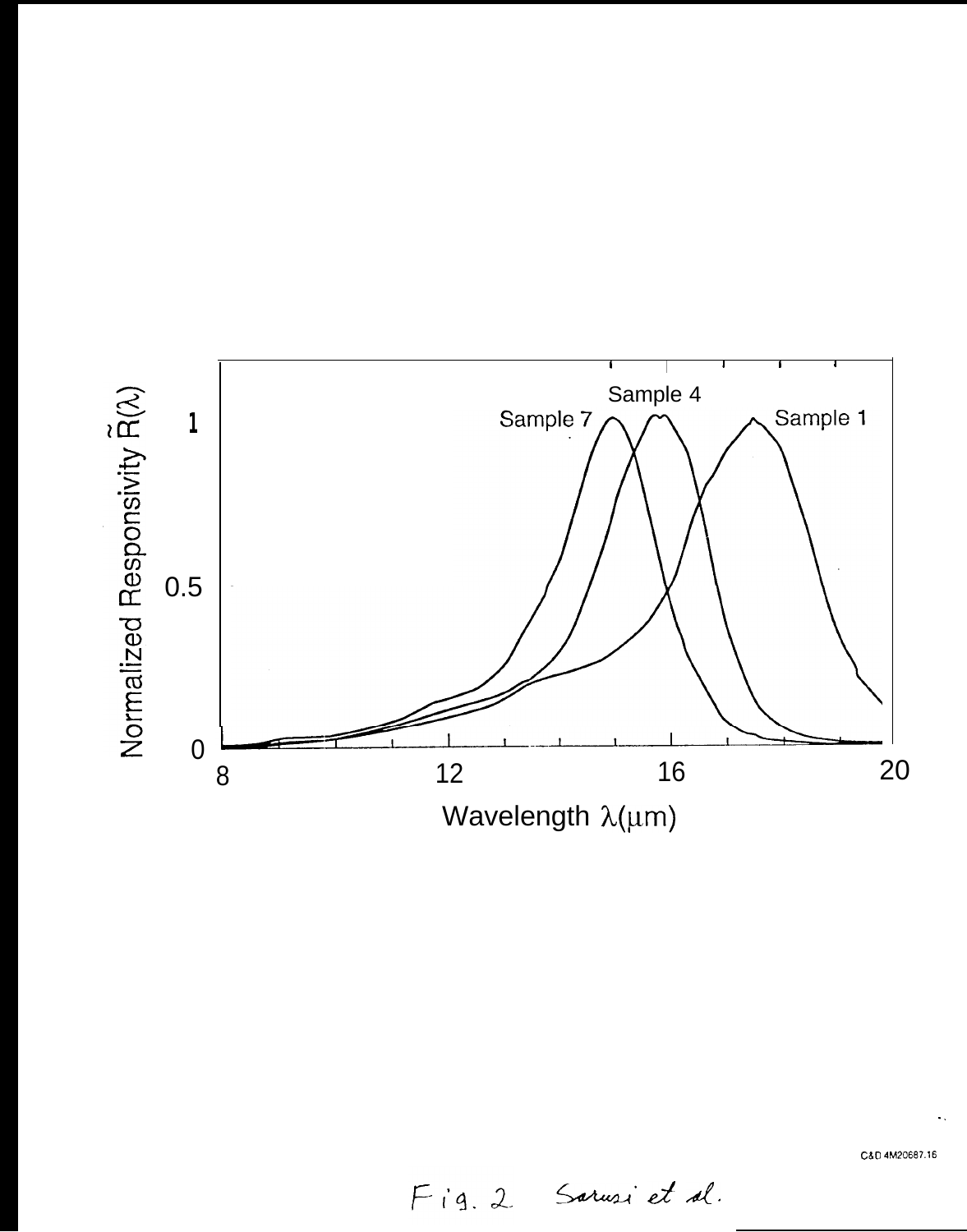Normalized Responsivity $\tilde{R}(\lambda)$

1

0.5

0

8

12

16

20

Wavelength $\lambda(\mu m)$

Sample 7

Sample 4

Sample 1

C&D 4M20687.16

Fig. 2 Sarusi et al.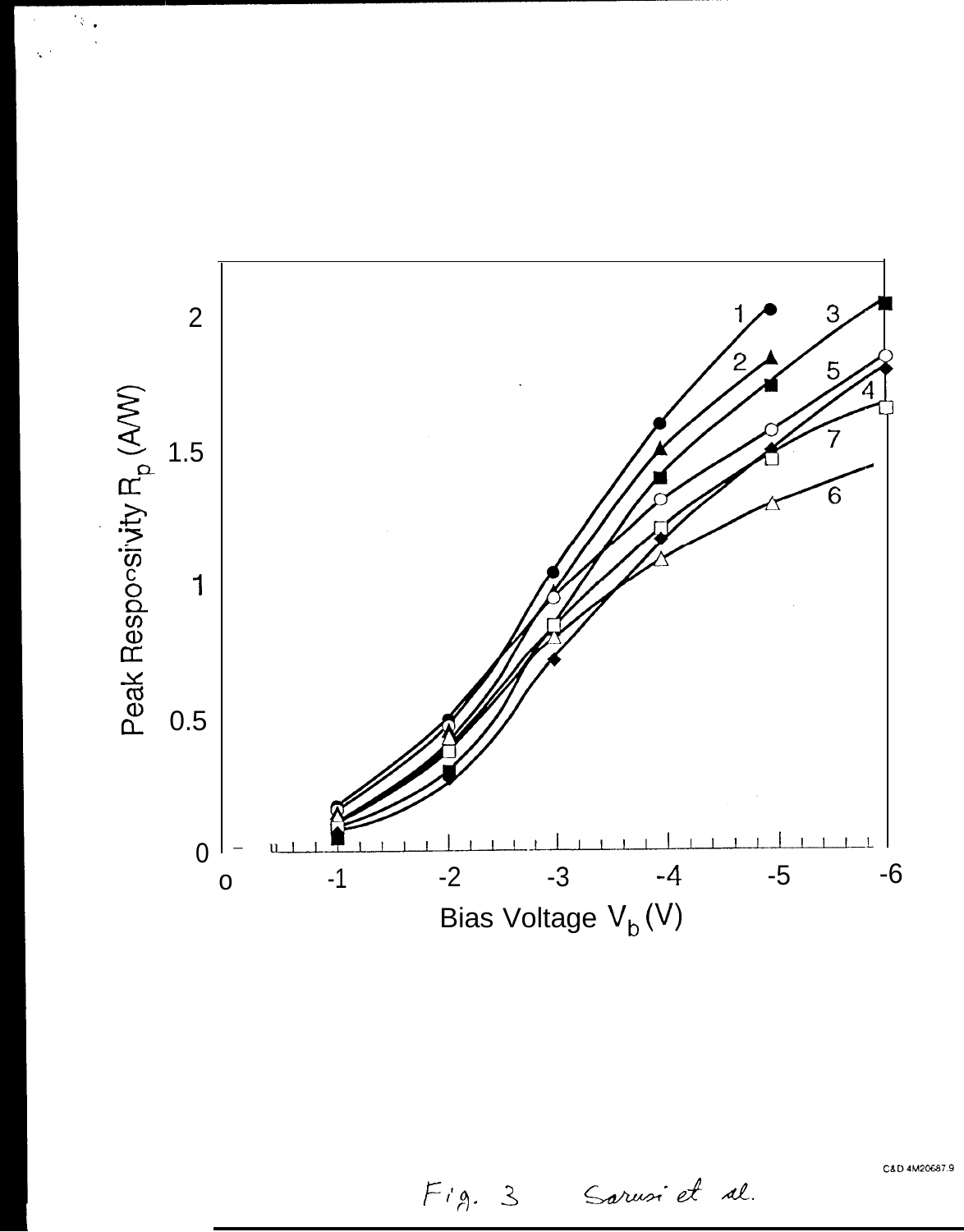Peak Responsivity $R_p$ (A/W)

2

1.5

1

0.5

0

o

-1

-2

-3

-4

-5

-6

Bias Voltage $V_b$ (V)

1

2

3

5

4

7

6

C&D 4M20687.9

Fig. 3 Sarusi et al.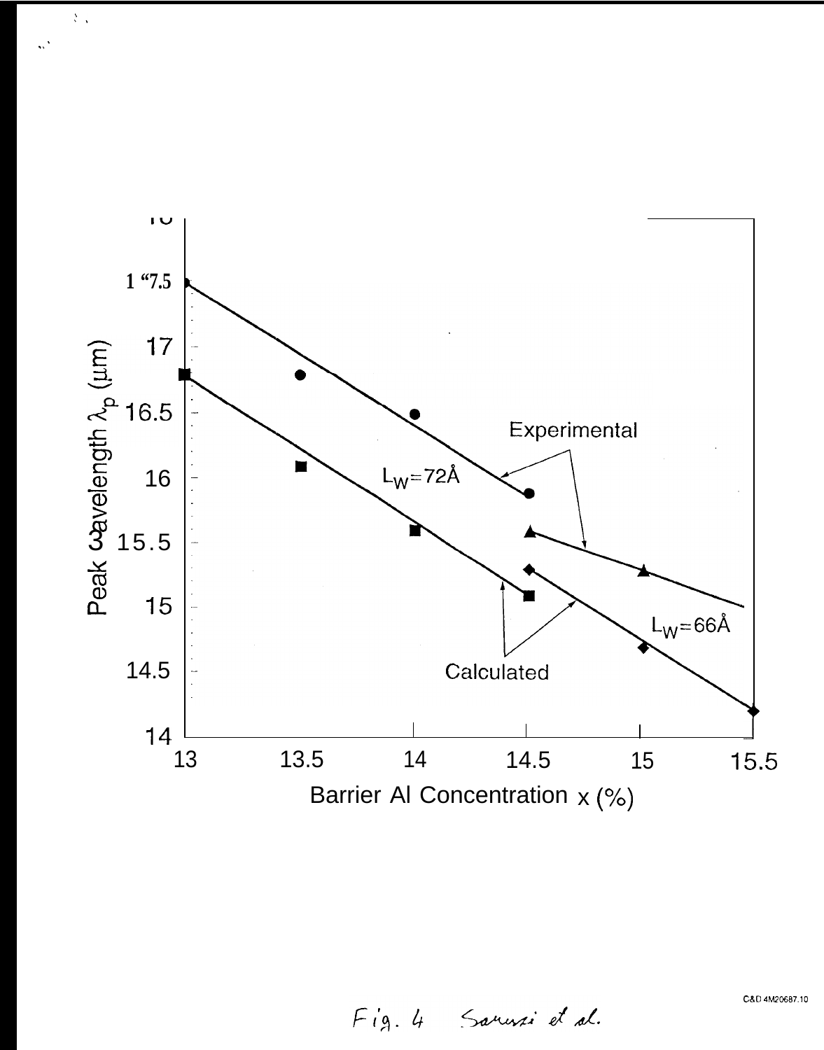Peak Wavelength $\lambda_p$ ($\mu$m)

Barrier Al Concentration x (%)

Experimental

Calculated

$L_W$=72Å

$L_W$=66Å

Fig. 4 Sarusi et al.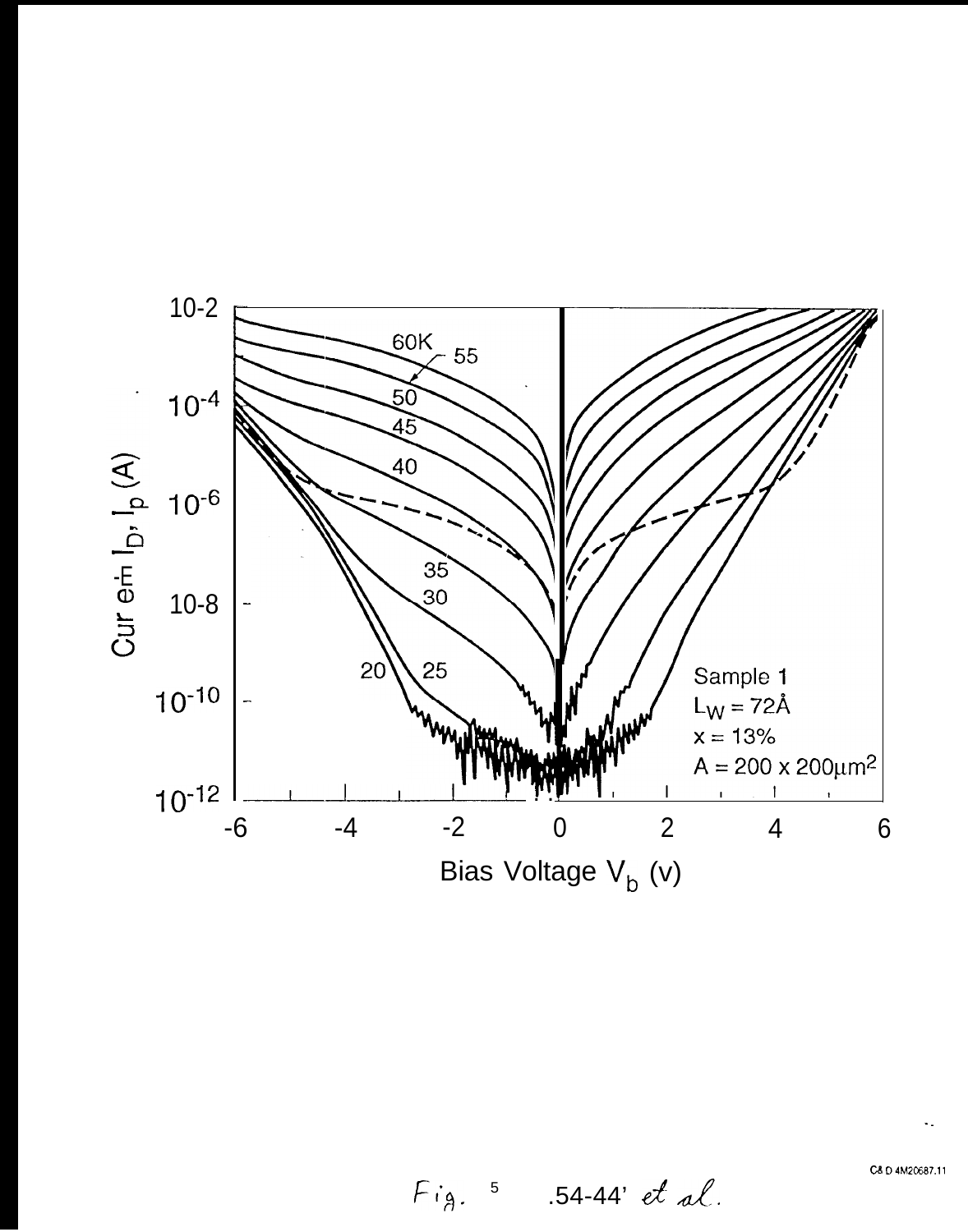10-2

$10^{-4}$

$10^{-6}$

10-8

$10^{-10}$

$10^{-12}$

Cur em $I_D$, $I_p$ (A)

60K

55

50

45

40

35

30

20

25

Sample 1

$L_W = 72Å$

x = 13%

A = 200 x 200μm²

-6

-4

-2

0

2

4

6

Bias Voltage $V_b$ (v)

Fig. 5 .54-44' et al.

C8 D 4M20687.11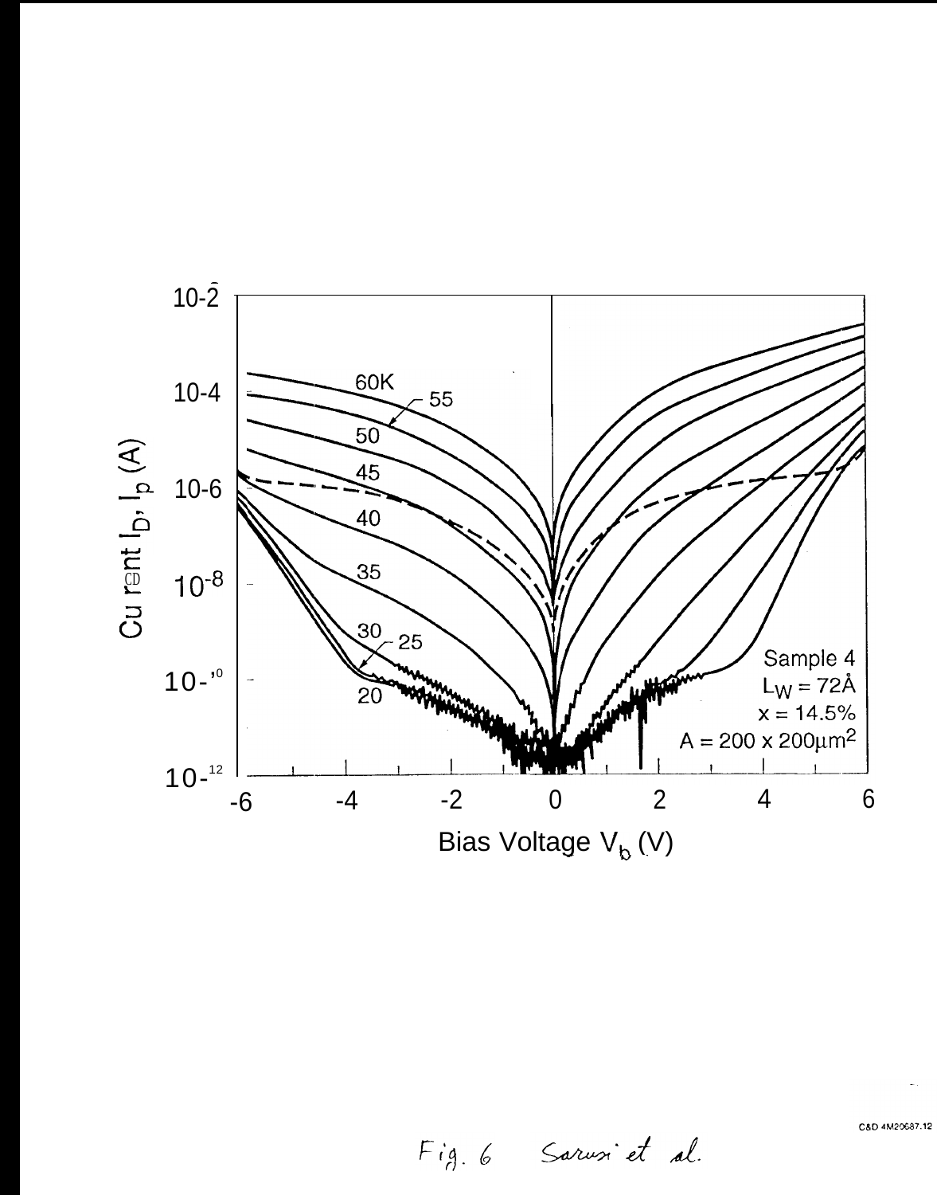$10^{-2}$

$10^{-4}$

$10^{-6}$

$10^{-8}$

$10^{-10}$

$10^{-12}$

Current $I_D$, $I_p$ (A)

60K

55

50

45

40

35

30

25

20

Sample 4

$L_W = 72$Å

$x = 14.5\%$

$A = 200 \times 200 \mu m^2$

-6

-4

-2

0

2

4

6

Bias Voltage $V_b$ (V)

C&D 4M20687.12

Fig. 6 Sarusi et al.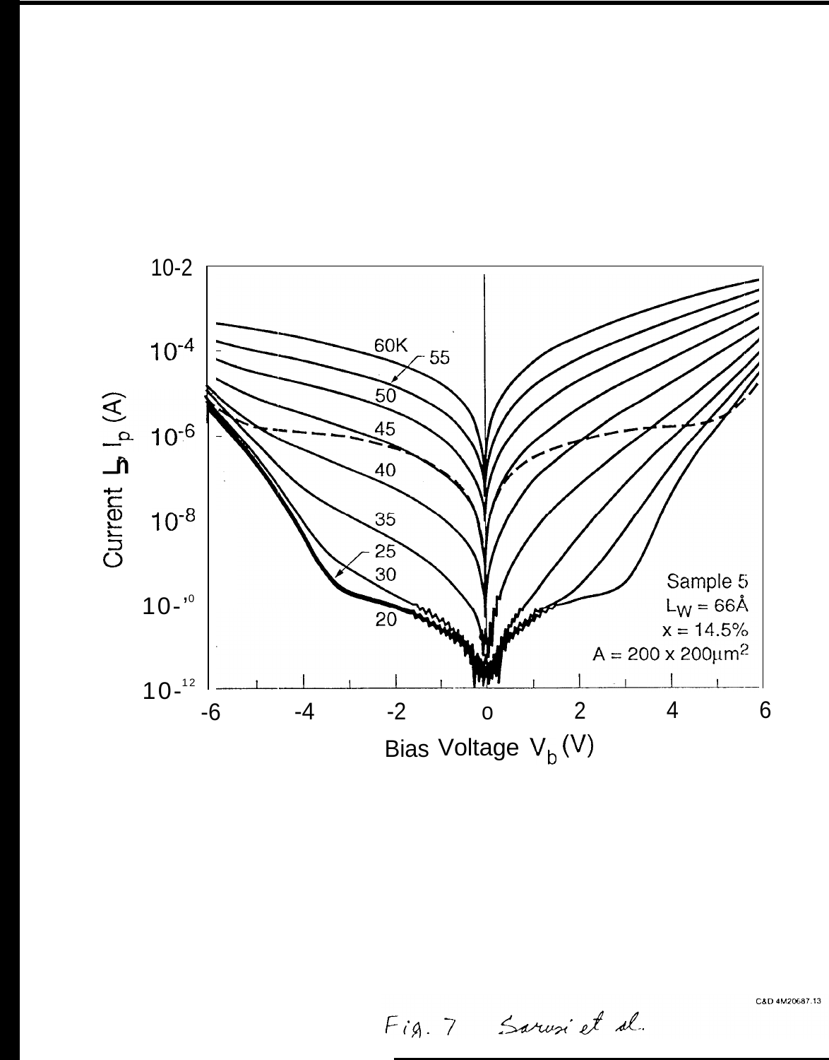10-2

$10^{-4}$

$10^{-6}$

$10^{-8}$

10-'⁰

10-¹²

Current $I_d$, $I_p$ (A)

60K

55

50

45

40

35

25

30

20

Sample 5

$L_W$ = 66Å

x = 14.5%

A = 200 x 200μm²

-6

-4

-2

o

2

4

6

Bias Voltage $V_b$ (V)

C&D 4M20687.13

Fig. 7 Sarusi et al.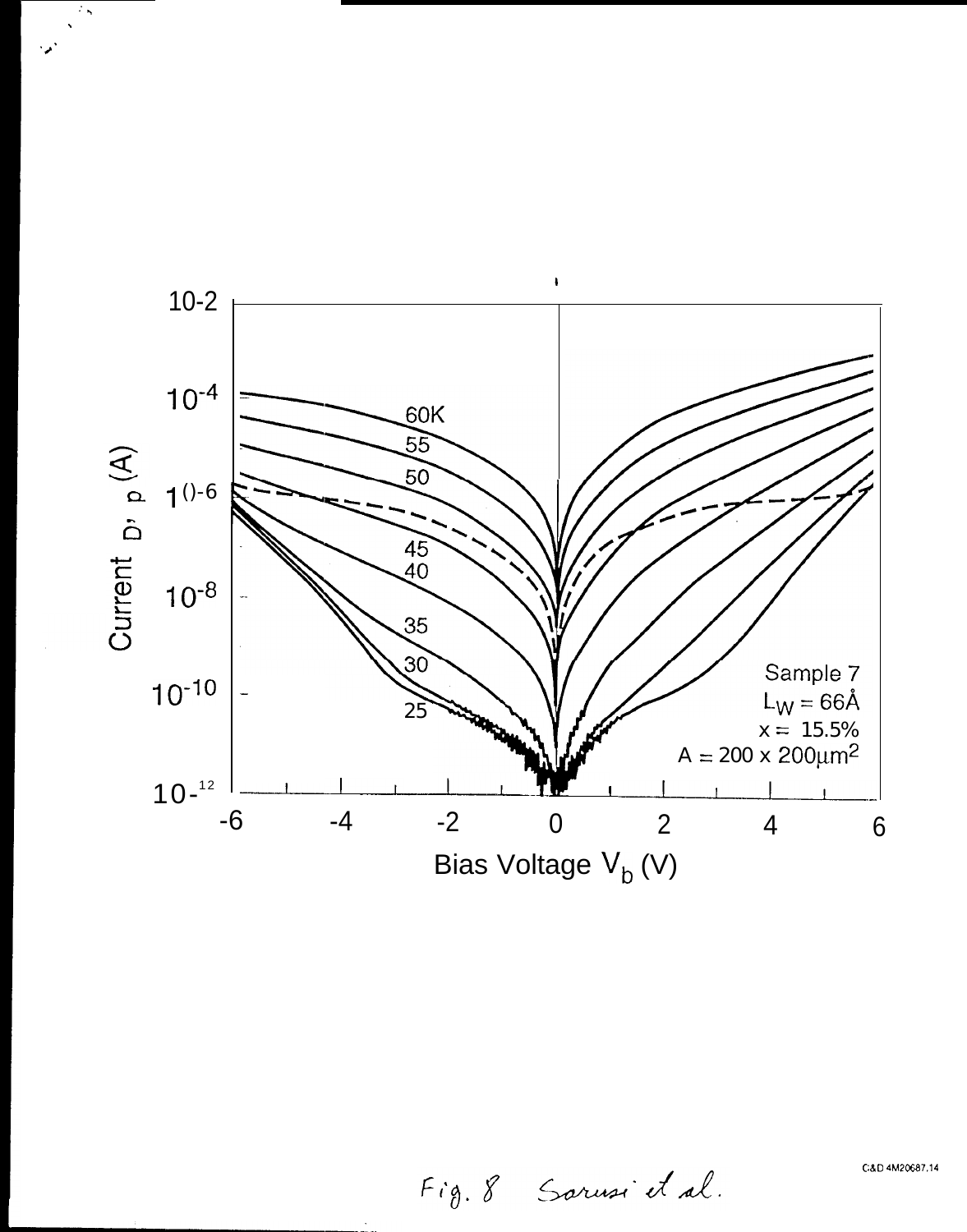10-2

$10^{-4}$

$1()^{-6}$

$10^{-8}$

$10^{-10}$

$10^{-12}$

Current $_{D', p}$ (A)

60K

55

50

45

40

35

30

25

Sample 7

$L_W = 66Å$

$x = 15.5\%$

$A = 200 \times 200 \mu m^2$

-6 -4 -2 0 2 4 6

Bias Voltage $V_b$ (V)

Fig. 8 Sarusi et al.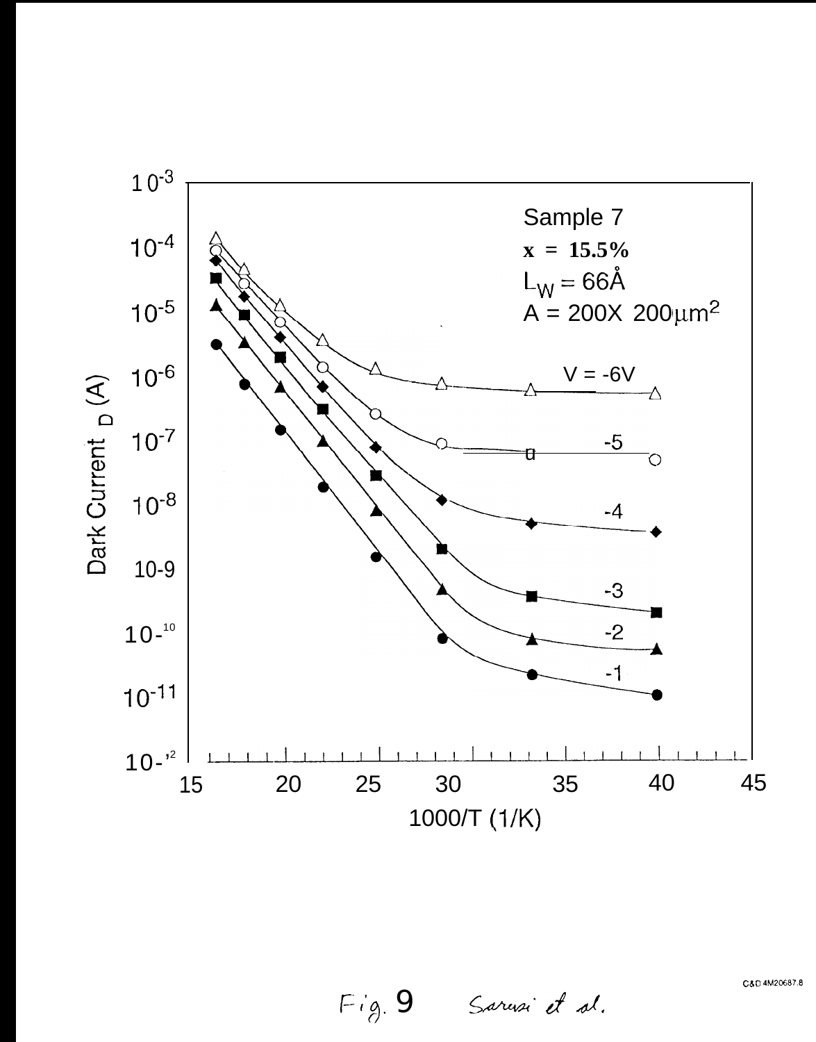$10^{-3}$

$10^{-4}$

$10^{-5}$

$10^{-6}$

$10^{-7}$

$10^{-8}$

$10^{-9}$

$10^{-10}$

$10^{-11}$

$10^{-12}$

Dark Current $_D$ (A)

15 20 25 30 35 40 45

1000/T (1/K)

Sample 7

x = 15.5%

$L_W$ = 66Å

A = 200X 200$\mu$m$^2$

V = -6V

-5

-4

-3

-2

-1

Fig. 9 Sarusi et al.

C&D 4M20687.8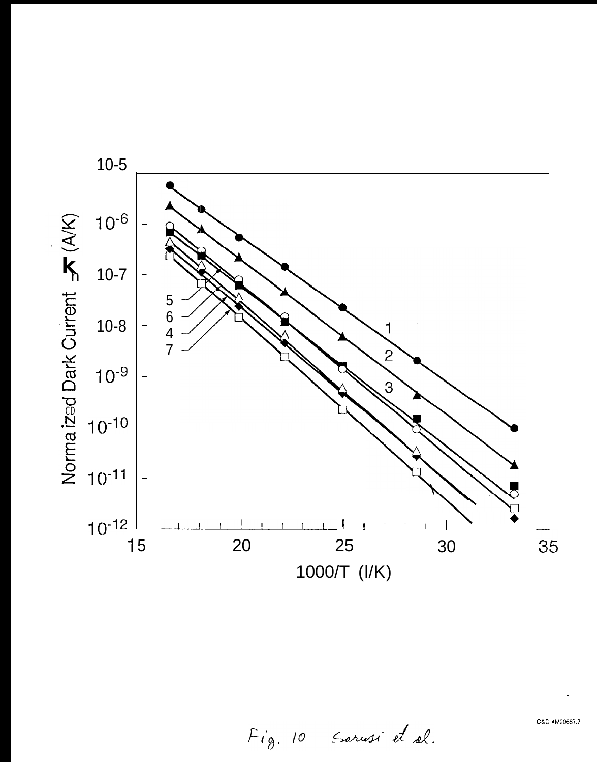10-5

10-6

10-7

10-8

10-9

10-10

10-11

10-12

Normalized Dark Current $k_n$ (A/K)

5

6

4

7

1

2

3

15 20 25 30 35

1000/T (l/K)

C&D 4M20687.7

Fig. 10 Gsarusi et al.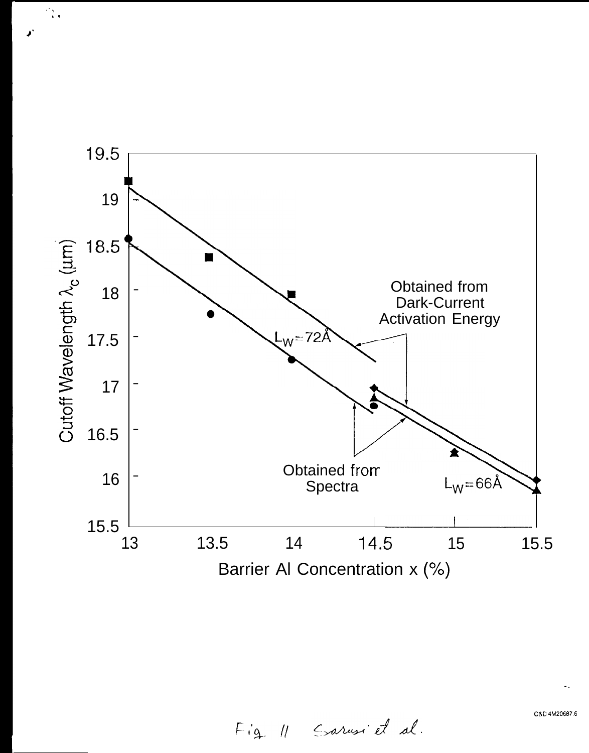19.5

19

18.5

18

17.5

17

16.5

16

15.5

13

13.5

14

14.5

15

15.5

Cutoff Wavelength $\lambda_c$ ($\mu$m)

Barrier Al Concentration x (%)

Obtained from Dark-Current Activation Energy

$L_W$=72Å

Obtained from Spectra

$L_W$=66Å

C&D 4M20687.6

Fig. 11 Gunapala et al.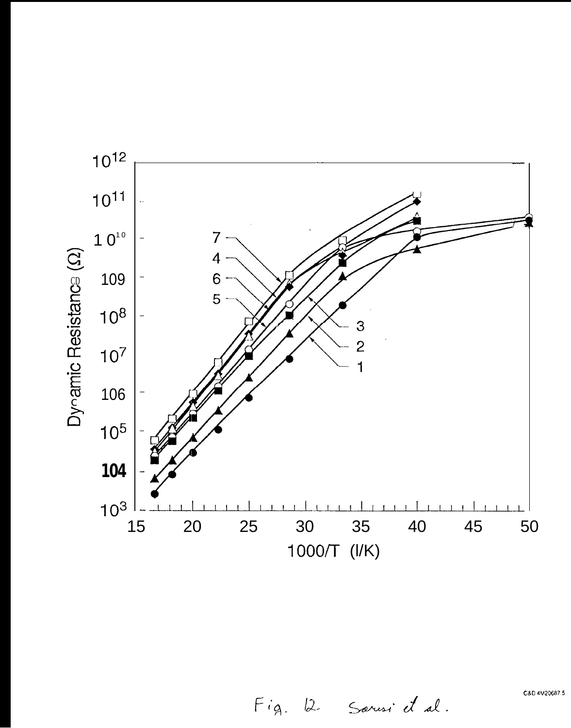$10^{12}$

$10^{11}$

$10^{10}$

$10^9$

$10^8$

$10^7$

$10^6$

$10^5$

$10^4$

$10^3$

Dynamic Resistance (Ω)

15 20 25 30 35 40 45 50

1000/T (l/K)

7

4

6

5

3

2

1

Fig. 12 Sarusi et al.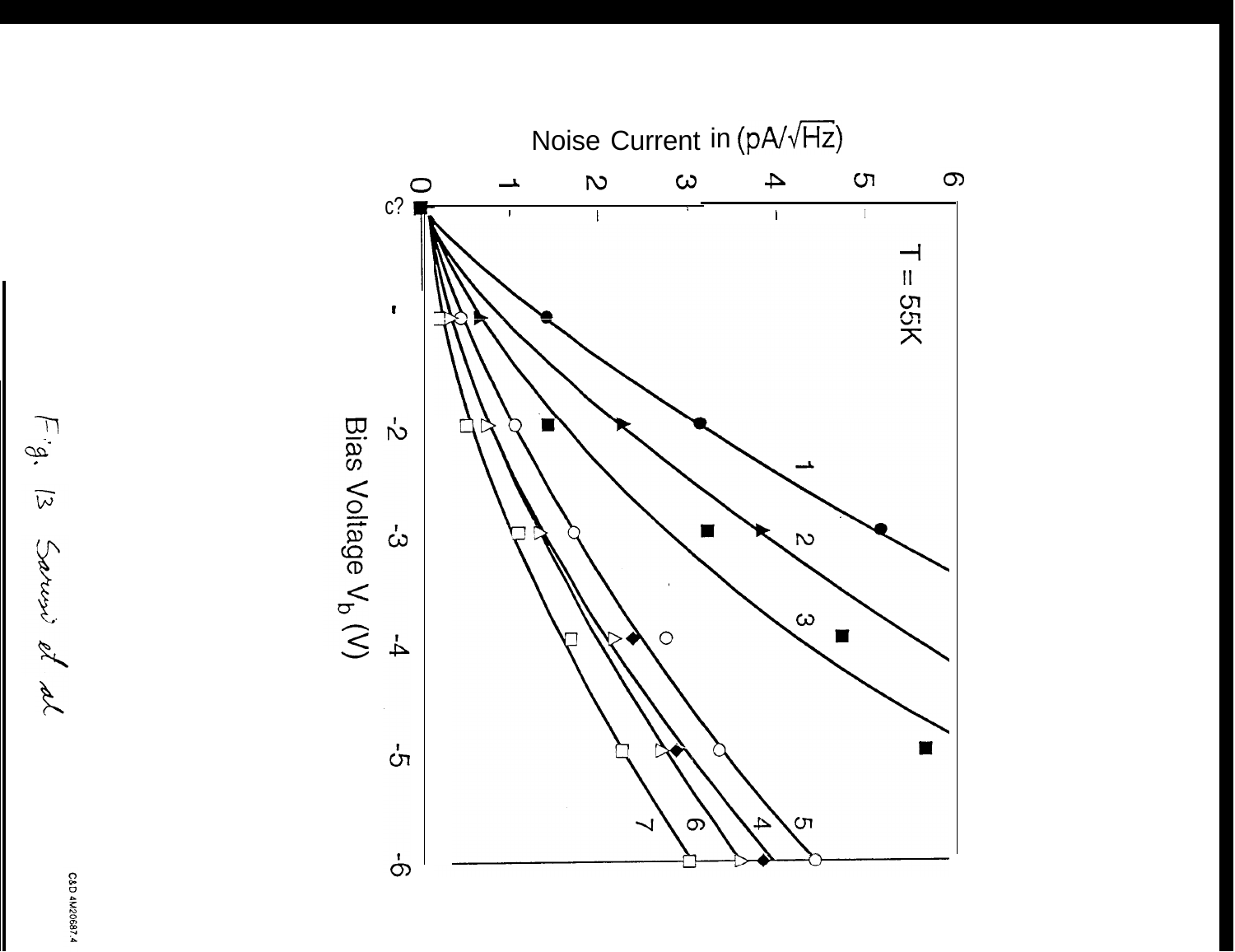T = 55K

Noise Current in (pA/√Hz)

0
1
2
3
4
5
6

0
-2
-3
-4
-5
-6

Bias Voltage $V_b$ (V)

1
2
3
4
5
6
7

Fig. 13 Sarusi et al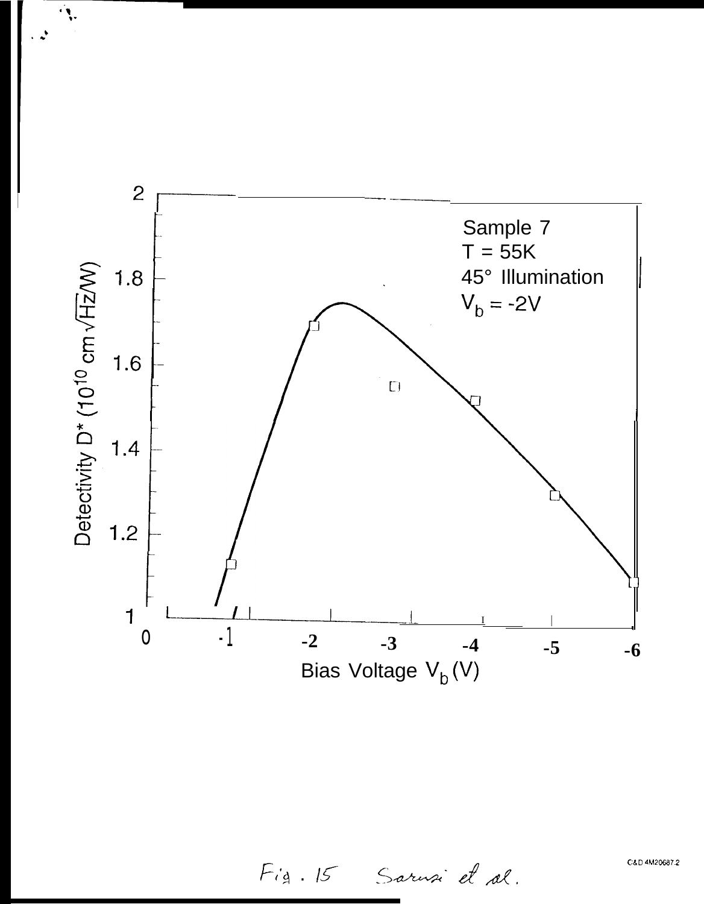Sample 7

T = 55K

45° Illumination

$V_b$ = -2V

Detectivity D* ($10^{10}$ cm$\sqrt{Hz}$/W)

2

1.8

1.6

1.4

1.2

1

0

-1

-2

-3

-4

-5

-6

Bias Voltage $V_b$ (V)

Fig. 15 Sarusi et al.

C&D 4M20687.2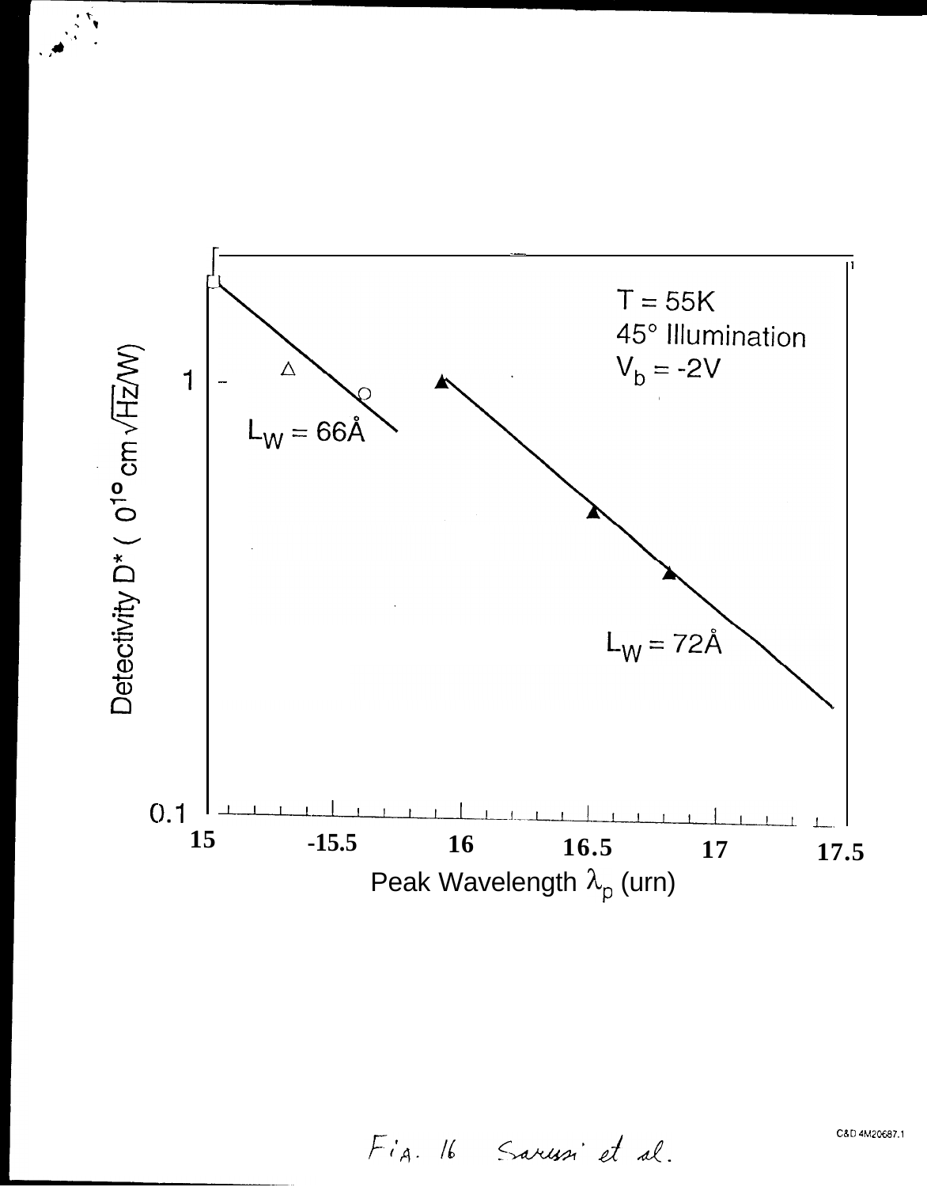T = 55K
45° Illumination
$V_b$ = -2V

$L_W$ = 66Å

$L_W$ = 72Å

Detectivity D* ( 0$^{1o}$ cm $\sqrt{Hz}$/W)

1

0.1

15 -15.5 16 16.5 17 17.5

Peak Wavelength $\lambda_p$ (urn)

Fig. 16 Sarussi et al.

C&D 4M20687.1